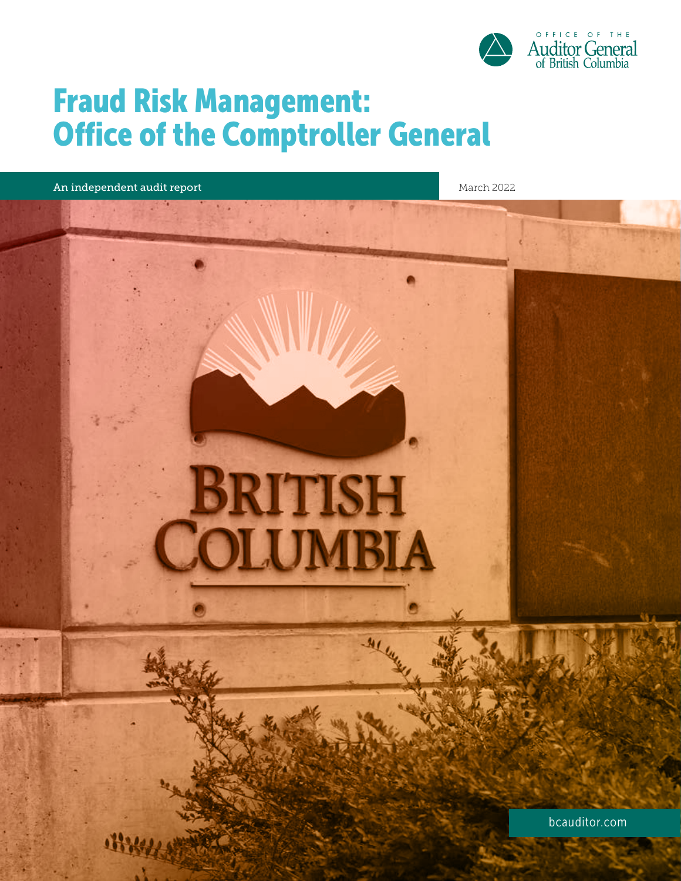OFFICE OF THE Auditor General of British Columbia

# Fraud Risk Management: Office of the Comptroller General

An independent audit report

March 2022

bcauditor.com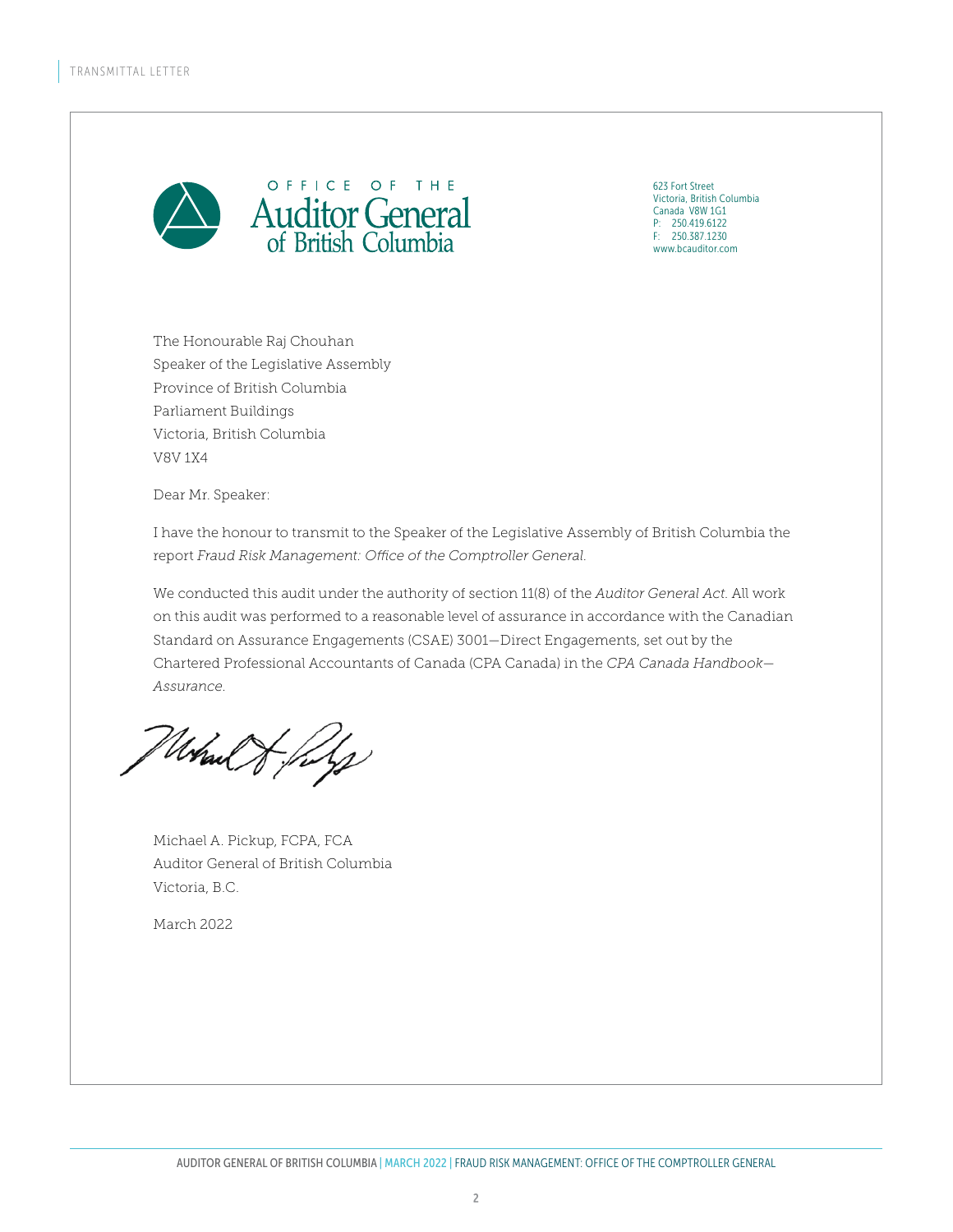TRANSMITTAL LETTER

OFFICE OF THE
Auditor General
of British Columbia

623 Fort Street
Victoria, British Columbia
Canada V8W 1G1
P: 250.419.6122
F: 250.387.1230
www.bcauditor.com

The Honourable Raj Chouhan
Speaker of the Legislative Assembly
Province of British Columbia
Parliament Buildings
Victoria, British Columbia
V8V 1X4

Dear Mr. Speaker:

I have the honour to transmit to the Speaker of the Legislative Assembly of British Columbia the report *Fraud Risk Management: Office of the Comptroller General*.

We conducted this audit under the authority of section 11(8) of the *Auditor General Act*. All work on this audit was performed to a reasonable level of assurance in accordance with the Canadian Standard on Assurance Engagements (CSAE) 3001—Direct Engagements, set out by the Chartered Professional Accountants of Canada (CPA Canada) in the *CPA Canada Handbook—Assurance*.

Michael A. Pickup, FCPA, FCA
Auditor General of British Columbia
Victoria, B.C.

March 2022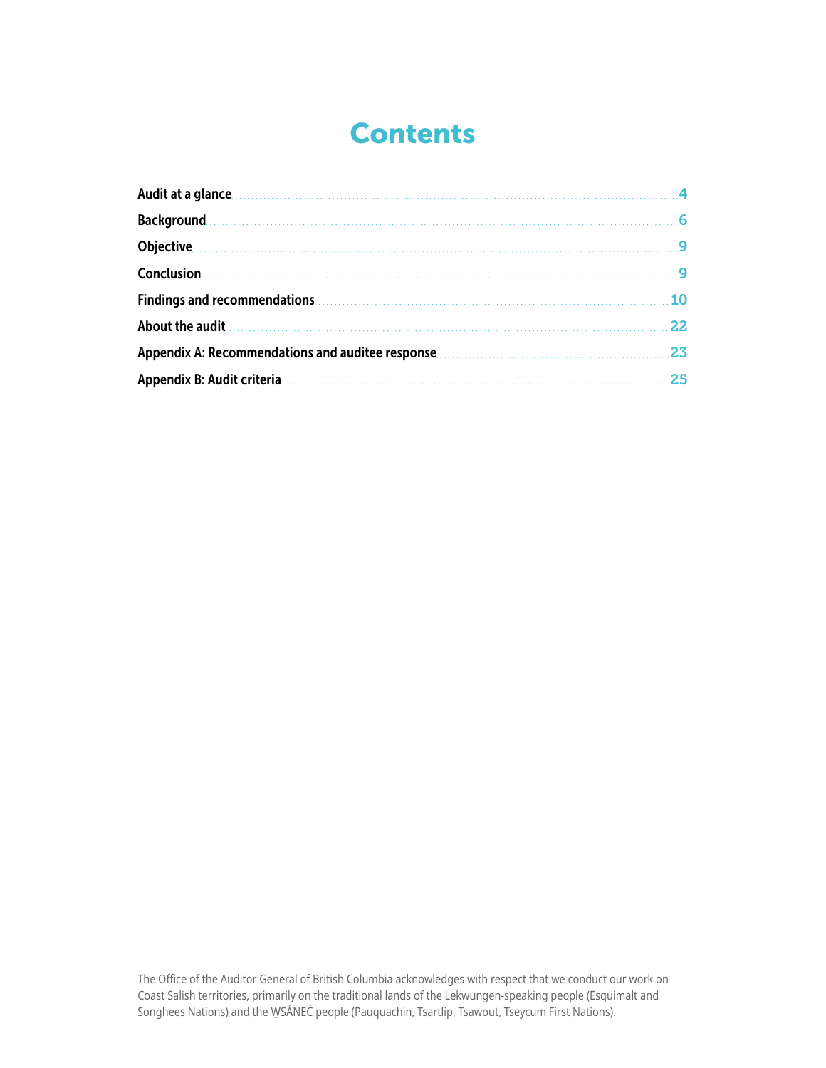# Contents

| | |
|---|---|
| **Audit at a glance** | 4 |
| **Background** | 6 |
| **Objective** | 9 |
| **Conclusion** | 9 |
| **Findings and recommendations** | 10 |
| **About the audit** | 22 |
| **Appendix A: Recommendations and auditee response** | 23 |
| **Appendix B: Audit criteria** | 25 |

The Office of the Auditor General of British Columbia acknowledges with respect that we conduct our work on Coast Salish territories, primarily on the traditional lands of the Lekwungen-speaking people (Esquimalt and Songhees Nations) and the W̱SÁNEĆ people (Pauquachin, Tsartlip, Tsawout, Tseycum First Nations).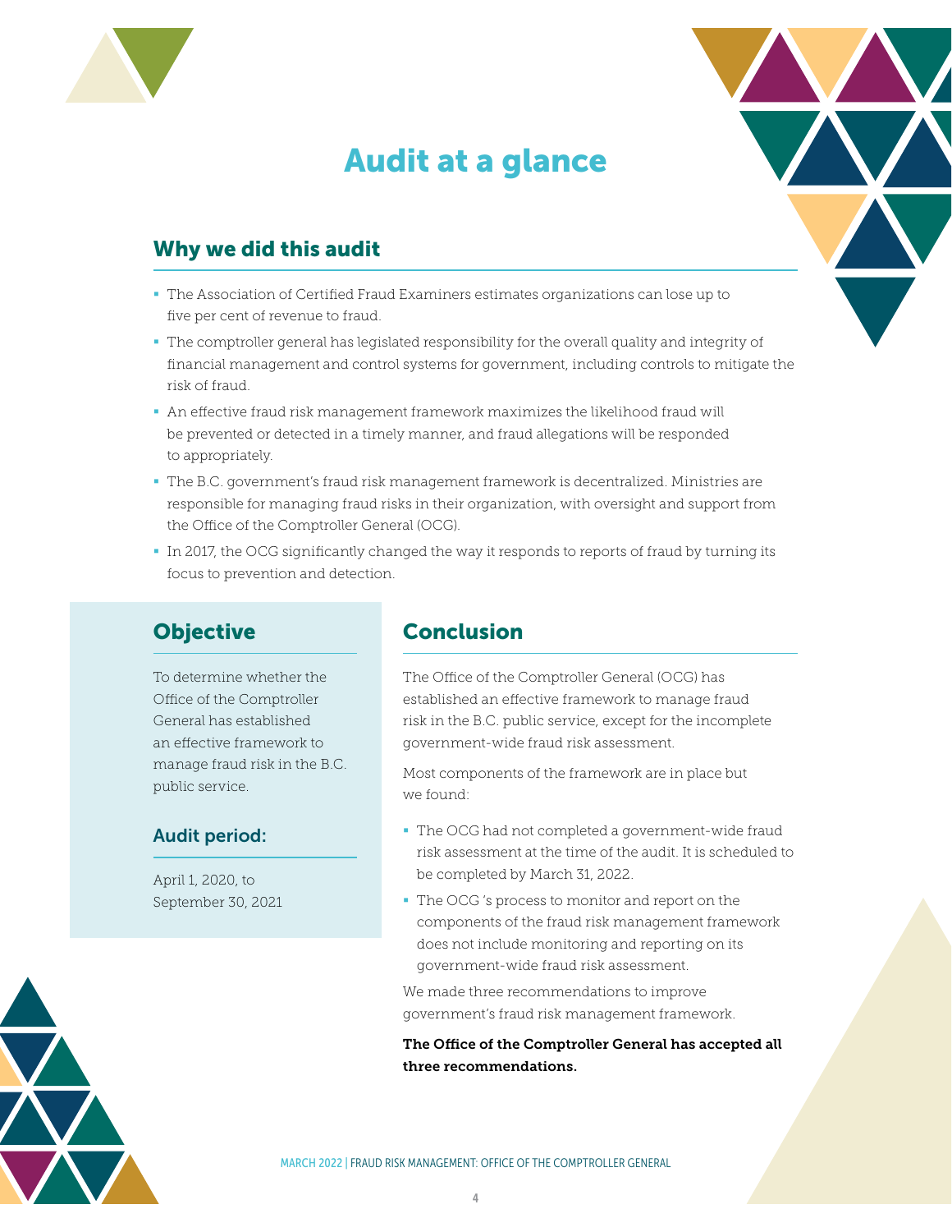# Audit at a glance

## Why we did this audit

- The Association of Certified Fraud Examiners estimates organizations can lose up to five per cent of revenue to fraud.
- The comptroller general has legislated responsibility for the overall quality and integrity of financial management and control systems for government, including controls to mitigate the risk of fraud.
- An effective fraud risk management framework maximizes the likelihood fraud will be prevented or detected in a timely manner, and fraud allegations will be responded to appropriately.
- The B.C. government's fraud risk management framework is decentralized. Ministries are responsible for managing fraud risks in their organization, with oversight and support from the Office of the Comptroller General (OCG).
- In 2017, the OCG significantly changed the way it responds to reports of fraud by turning its focus to prevention and detection.

## Objective

To determine whether the Office of the Comptroller General has established an effective framework to manage fraud risk in the B.C. public service.

### Audit period:

April 1, 2020, to September 30, 2021

## Conclusion

The Office of the Comptroller General (OCG) has established an effective framework to manage fraud risk in the B.C. public service, except for the incomplete government-wide fraud risk assessment.

Most components of the framework are in place but we found:

- The OCG had not completed a government-wide fraud risk assessment at the time of the audit. It is scheduled to be completed by March 31, 2022.
- The OCG 's process to monitor and report on the components of the fraud risk management framework does not include monitoring and reporting on its government-wide fraud risk assessment.

We made three recommendations to improve government's fraud risk management framework.

**The Office of the Comptroller General has accepted all three recommendations.**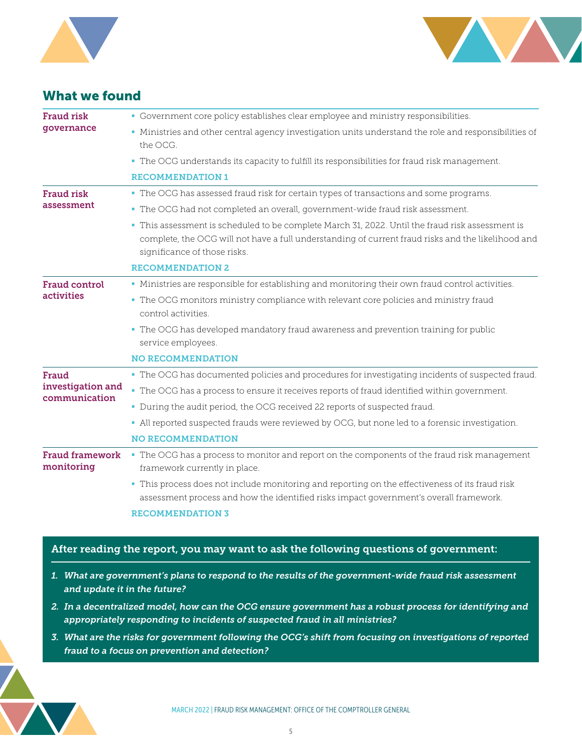## What we found

| | |
|---|---|
| **Fraud risk governance** | - Government core policy establishes clear employee and ministry responsibilities.<br>- Ministries and other central agency investigation units understand the role and responsibilities of the OCG.<br>- The OCG understands its capacity to fulfill its responsibilities for fraud risk management.<br><br>**RECOMMENDATION 1** |
| **Fraud risk assessment** | - The OCG has assessed fraud risk for certain types of transactions and some programs.<br>- The OCG had not completed an overall, government-wide fraud risk assessment.<br>- This assessment is scheduled to be complete March 31, 2022. Until the fraud risk assessment is complete, the OCG will not have a full understanding of current fraud risks and the likelihood and significance of those risks.<br><br>**RECOMMENDATION 2** |
| **Fraud control activities** | - Ministries are responsible for establishing and monitoring their own fraud control activities.<br>- The OCG monitors ministry compliance with relevant core policies and ministry fraud control activities.<br>- The OCG has developed mandatory fraud awareness and prevention training for public service employees.<br><br>**NO RECOMMENDATION** |
| **Fraud investigation and communication** | - The OCG has documented policies and procedures for investigating incidents of suspected fraud.<br>- The OCG has a process to ensure it receives reports of fraud identified within government.<br>- During the audit period, the OCG received 22 reports of suspected fraud.<br>- All reported suspected frauds were reviewed by OCG, but none led to a forensic investigation.<br><br>**NO RECOMMENDATION** |
| **Fraud framework monitoring** | - The OCG has a process to monitor and report on the components of the fraud risk management framework currently in place.<br>- This process does not include monitoring and reporting on the effectiveness of its fraud risk assessment process and how the identified risks impact government's overall framework.<br><br>**RECOMMENDATION 3** |

### After reading the report, you may want to ask the following questions of government:

1. ***What are government's plans to respond to the results of the government-wide fraud risk assessment and update it in the future?***
2. ***In a decentralized model, how can the OCG ensure government has a robust process for identifying and appropriately responding to incidents of suspected fraud in all ministries?***
3. ***What are the risks for government following the OCG's shift from focusing on investigations of reported fraud to a focus on prevention and detection?***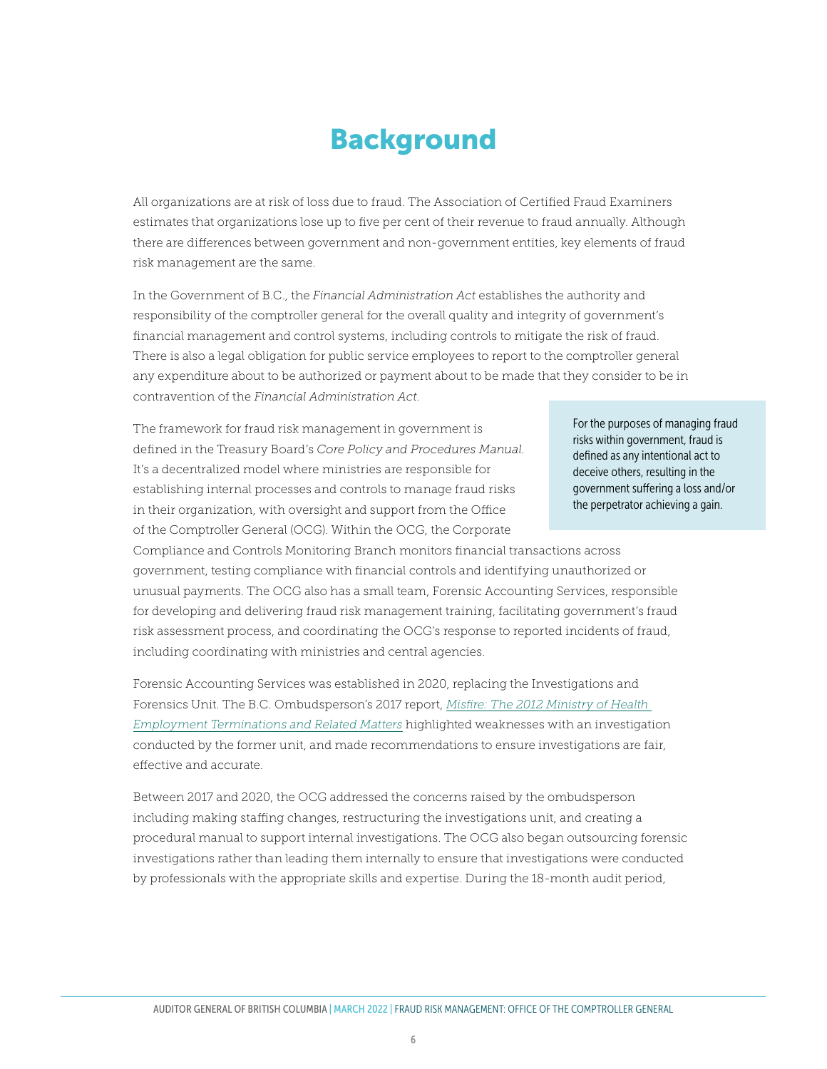# Background

All organizations are at risk of loss due to fraud. The Association of Certified Fraud Examiners estimates that organizations lose up to five per cent of their revenue to fraud annually. Although there are differences between government and non-government entities, key elements of fraud risk management are the same.

In the Government of B.C., the *Financial Administration Act* establishes the authority and responsibility of the comptroller general for the overall quality and integrity of government's financial management and control systems, including controls to mitigate the risk of fraud. There is also a legal obligation for public service employees to report to the comptroller general any expenditure about to be authorized or payment about to be made that they consider to be in contravention of the *Financial Administration Act*.

> For the purposes of managing fraud risks within government, fraud is defined as any intentional act to deceive others, resulting in the government suffering a loss and/or the perpetrator achieving a gain.

The framework for fraud risk management in government is defined in the Treasury Board's *Core Policy and Procedures Manual*. It's a decentralized model where ministries are responsible for establishing internal processes and controls to manage fraud risks in their organization, with oversight and support from the Office of the Comptroller General (OCG). Within the OCG, the Corporate Compliance and Controls Monitoring Branch monitors financial transactions across government, testing compliance with financial controls and identifying unauthorized or unusual payments. The OCG also has a small team, Forensic Accounting Services, responsible for developing and delivering fraud risk management training, facilitating government's fraud risk assessment process, and coordinating the OCG's response to reported incidents of fraud, including coordinating with ministries and central agencies.

Forensic Accounting Services was established in 2020, replacing the Investigations and Forensics Unit. The B.C. Ombudsperson's 2017 report, *Misfire: The 2012 Ministry of Health Employment Terminations and Related Matters* highlighted weaknesses with an investigation conducted by the former unit, and made recommendations to ensure investigations are fair, effective and accurate.

Between 2017 and 2020, the OCG addressed the concerns raised by the ombudsperson including making staffing changes, restructuring the investigations unit, and creating a procedural manual to support internal investigations. The OCG also began outsourcing forensic investigations rather than leading them internally to ensure that investigations were conducted by professionals with the appropriate skills and expertise. During the 18-month audit period,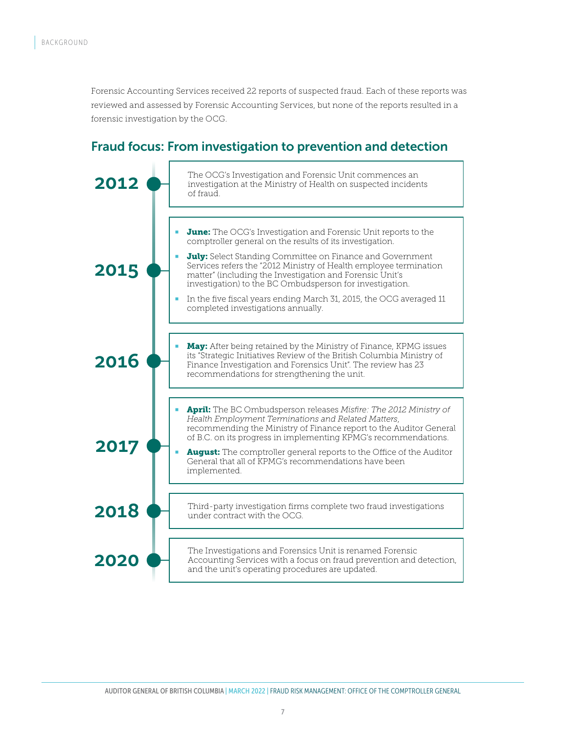Forensic Accounting Services received 22 reports of suspected fraud. Each of these reports was reviewed and assessed by Forensic Accounting Services, but none of the reports resulted in a forensic investigation by the OCG.

## Fraud focus: From investigation to prevention and detection

**2012**

The OCG's Investigation and Forensic Unit commences an investigation at the Ministry of Health on suspected incidents of fraud.

**2015**

- **June:** The OCG's Investigation and Forensic Unit reports to the comptroller general on the results of its investigation.
- **July:** Select Standing Committee on Finance and Government Services refers the "2012 Ministry of Health employee termination matter" (including the Investigation and Forensic Unit's investigation) to the BC Ombudsperson for investigation.
- In the five fiscal years ending March 31, 2015, the OCG averaged 11 completed investigations annually.

**2016**

- **May:** After being retained by the Ministry of Finance, KPMG issues its "Strategic Initiatives Review of the British Columbia Ministry of Finance Investigation and Forensics Unit". The review has 23 recommendations for strengthening the unit.

**2017**

- **April:** The BC Ombudsperson releases *Misfire: The 2012 Ministry of Health Employment Terminations and Related Matters*, recommending the Ministry of Finance report to the Auditor General of B.C. on its progress in implementing KPMG's recommendations.
- **August:** The comptroller general reports to the Office of the Auditor General that all of KPMG's recommendations have been implemented.

**2018**

Third-party investigation firms complete two fraud investigations under contract with the OCG.

**2020**

The Investigations and Forensics Unit is renamed Forensic Accounting Services with a focus on fraud prevention and detection, and the unit's operating procedures are updated.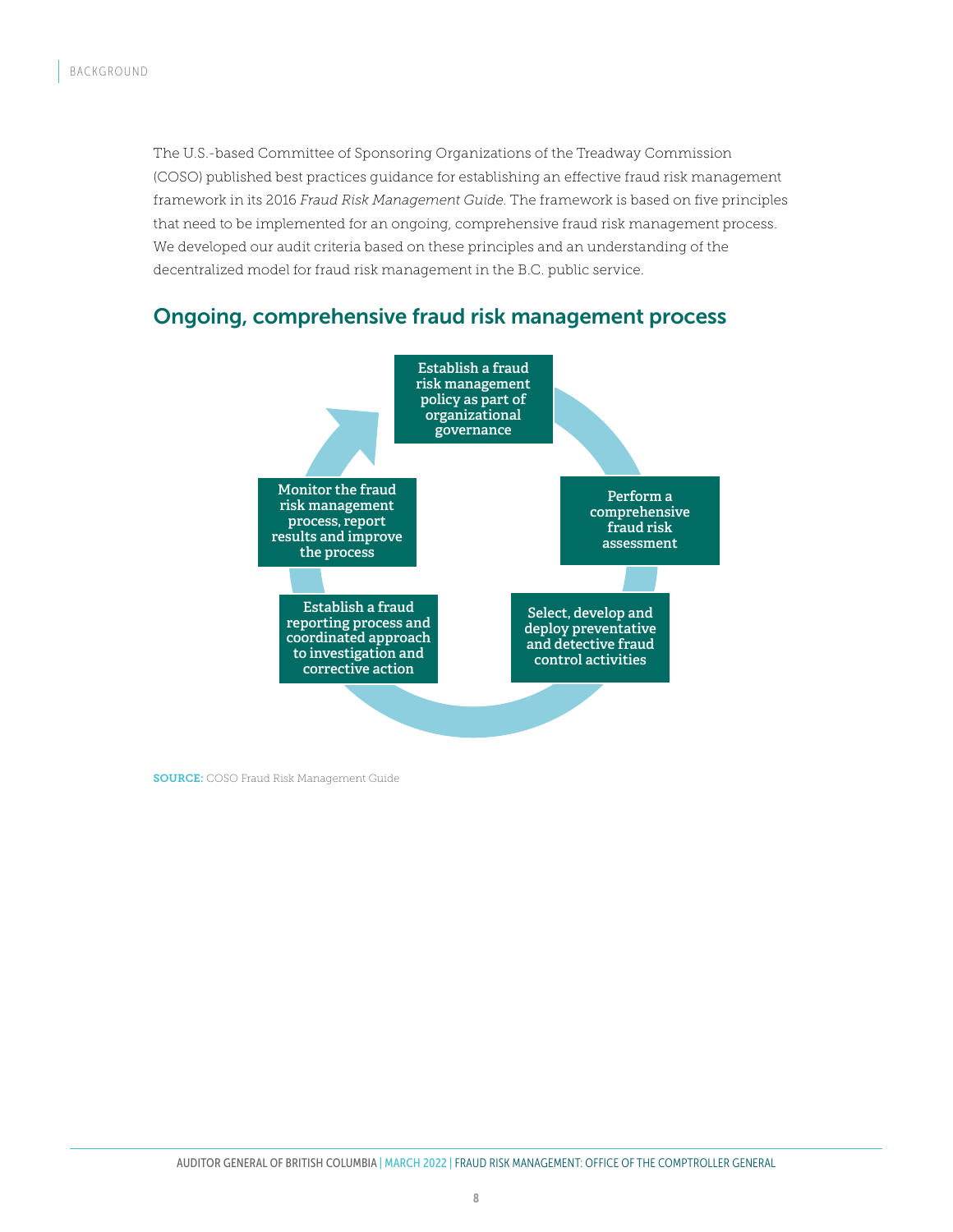The U.S.-based Committee of Sponsoring Organizations of the Treadway Commission (COSO) published best practices guidance for establishing an effective fraud risk management framework in its 2016 *Fraud Risk Management Guide*. The framework is based on five principles that need to be implemented for an ongoing, comprehensive fraud risk management process. We developed our audit criteria based on these principles and an understanding of the decentralized model for fraud risk management in the B.C. public service.

## Ongoing, comprehensive fraud risk management process

- Establish a fraud risk management policy as part of organizational governance
- Perform a comprehensive fraud risk assessment
- Select, develop and deploy preventative and detective fraud control activities
- Establish a fraud reporting process and coordinated approach to investigation and corrective action
- Monitor the fraud risk management process, report results and improve the process

**SOURCE:** COSO Fraud Risk Management Guide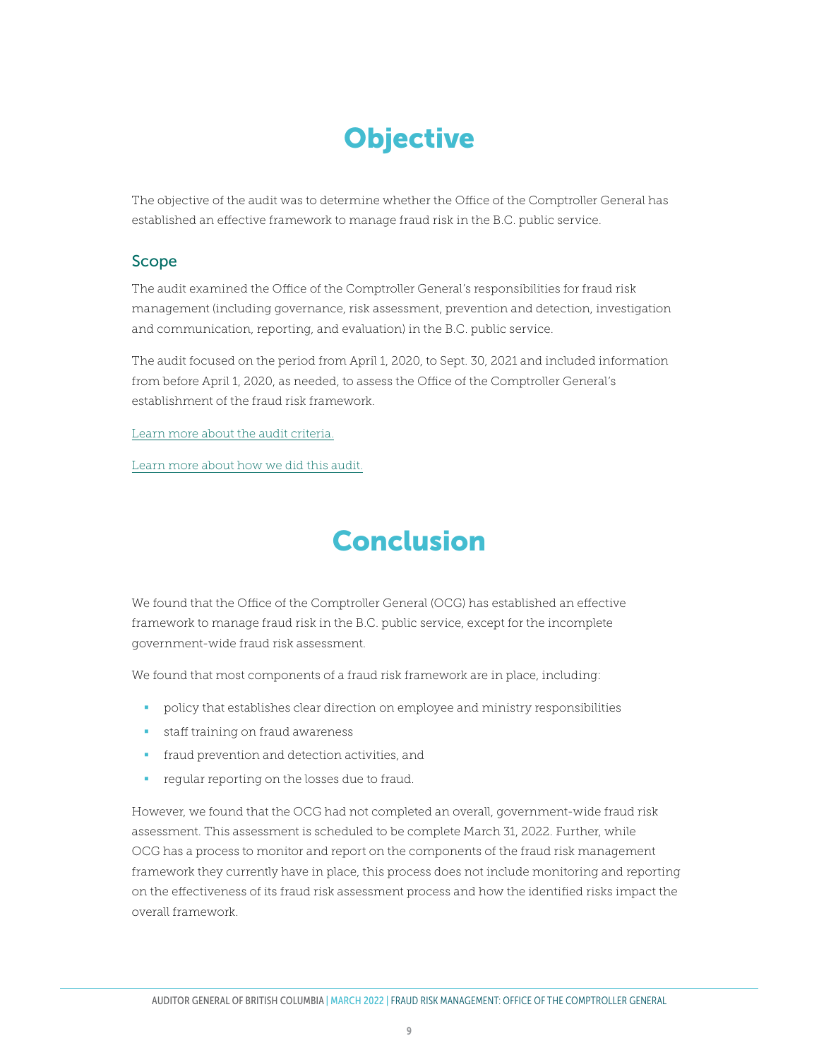# Objective

The objective of the audit was to determine whether the Office of the Comptroller General has established an effective framework to manage fraud risk in the B.C. public service.

## Scope

The audit examined the Office of the Comptroller General's responsibilities for fraud risk management (including governance, risk assessment, prevention and detection, investigation and communication, reporting, and evaluation) in the B.C. public service.

The audit focused on the period from April 1, 2020, to Sept. 30, 2021 and included information from before April 1, 2020, as needed, to assess the Office of the Comptroller General's establishment of the fraud risk framework.

Learn more about the audit criteria.

Learn more about how we did this audit.

# Conclusion

We found that the Office of the Comptroller General (OCG) has established an effective framework to manage fraud risk in the B.C. public service, except for the incomplete government-wide fraud risk assessment.

We found that most components of a fraud risk framework are in place, including:

- policy that establishes clear direction on employee and ministry responsibilities
- staff training on fraud awareness
- fraud prevention and detection activities, and
- regular reporting on the losses due to fraud.

However, we found that the OCG had not completed an overall, government-wide fraud risk assessment. This assessment is scheduled to be complete March 31, 2022. Further, while OCG has a process to monitor and report on the components of the fraud risk management framework they currently have in place, this process does not include monitoring and reporting on the effectiveness of its fraud risk assessment process and how the identified risks impact the overall framework.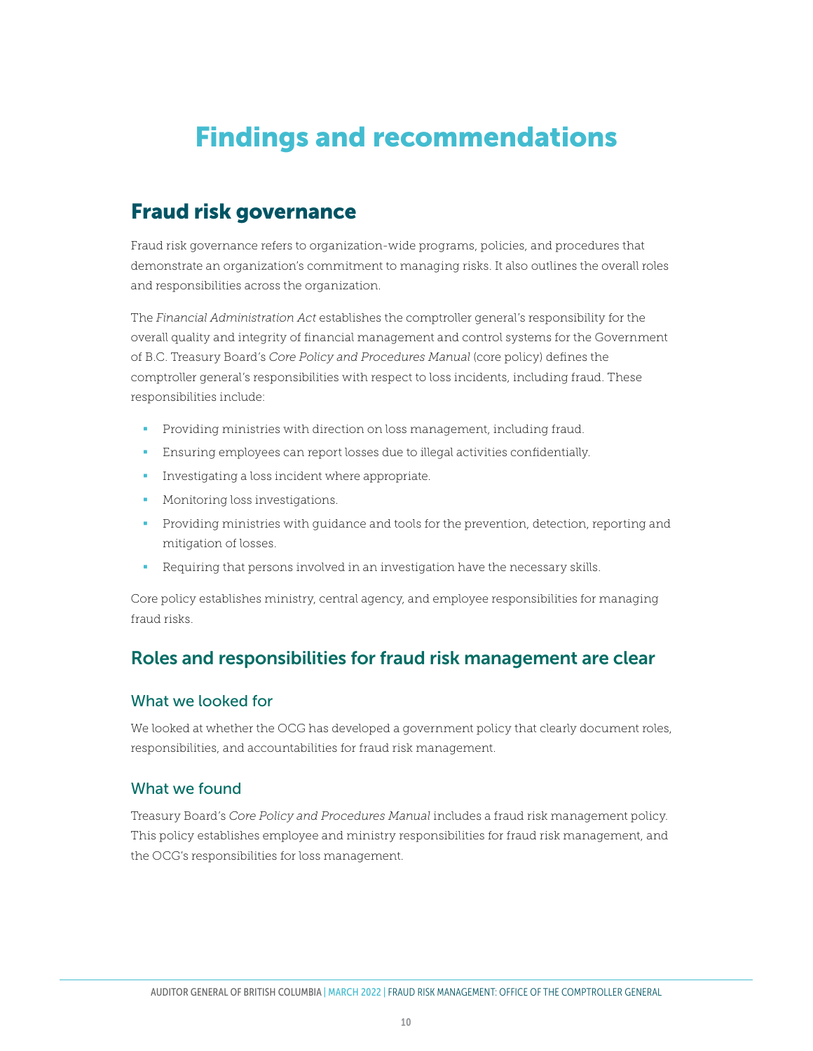# Findings and recommendations

## Fraud risk governance

Fraud risk governance refers to organization-wide programs, policies, and procedures that demonstrate an organization's commitment to managing risks. It also outlines the overall roles and responsibilities across the organization.

The *Financial Administration Act* establishes the comptroller general's responsibility for the overall quality and integrity of financial management and control systems for the Government of B.C. Treasury Board's *Core Policy and Procedures Manual* (core policy) defines the comptroller general's responsibilities with respect to loss incidents, including fraud. These responsibilities include:

- Providing ministries with direction on loss management, including fraud.
- Ensuring employees can report losses due to illegal activities confidentially.
- Investigating a loss incident where appropriate.
- Monitoring loss investigations.
- Providing ministries with guidance and tools for the prevention, detection, reporting and mitigation of losses.
- Requiring that persons involved in an investigation have the necessary skills.

Core policy establishes ministry, central agency, and employee responsibilities for managing fraud risks.

### Roles and responsibilities for fraud risk management are clear

#### What we looked for

We looked at whether the OCG has developed a government policy that clearly document roles, responsibilities, and accountabilities for fraud risk management.

#### What we found

Treasury Board's *Core Policy and Procedures Manual* includes a fraud risk management policy. This policy establishes employee and ministry responsibilities for fraud risk management, and the OCG's responsibilities for loss management.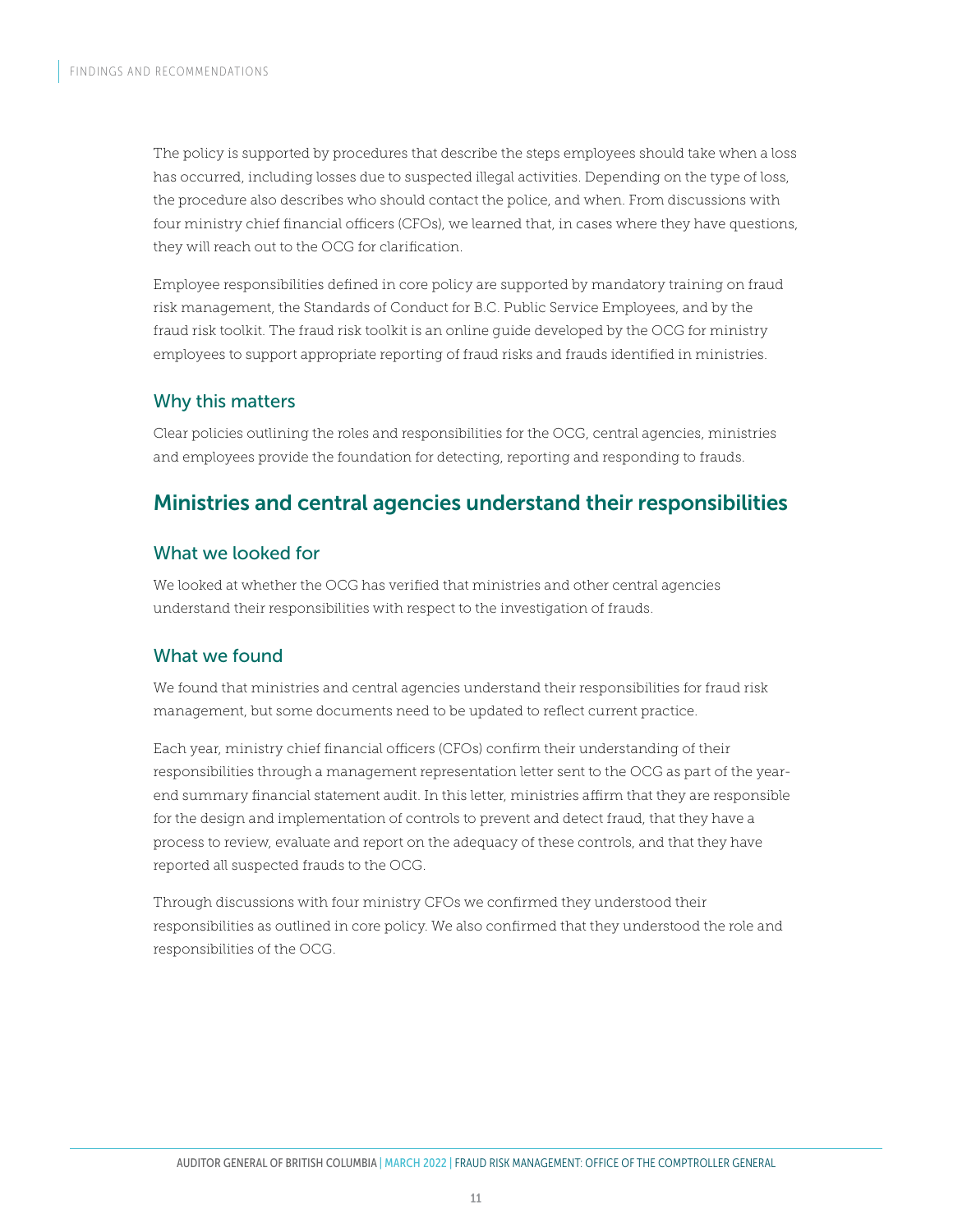The policy is supported by procedures that describe the steps employees should take when a loss has occurred, including losses due to suspected illegal activities. Depending on the type of loss, the procedure also describes who should contact the police, and when. From discussions with four ministry chief financial officers (CFOs), we learned that, in cases where they have questions, they will reach out to the OCG for clarification.

Employee responsibilities defined in core policy are supported by mandatory training on fraud risk management, the Standards of Conduct for B.C. Public Service Employees, and by the fraud risk toolkit. The fraud risk toolkit is an online guide developed by the OCG for ministry employees to support appropriate reporting of fraud risks and frauds identified in ministries.

### Why this matters

Clear policies outlining the roles and responsibilities for the OCG, central agencies, ministries and employees provide the foundation for detecting, reporting and responding to frauds.

## Ministries and central agencies understand their responsibilities

### What we looked for

We looked at whether the OCG has verified that ministries and other central agencies understand their responsibilities with respect to the investigation of frauds.

### What we found

We found that ministries and central agencies understand their responsibilities for fraud risk management, but some documents need to be updated to reflect current practice.

Each year, ministry chief financial officers (CFOs) confirm their understanding of their responsibilities through a management representation letter sent to the OCG as part of the year-end summary financial statement audit. In this letter, ministries affirm that they are responsible for the design and implementation of controls to prevent and detect fraud, that they have a process to review, evaluate and report on the adequacy of these controls, and that they have reported all suspected frauds to the OCG.

Through discussions with four ministry CFOs we confirmed they understood their responsibilities as outlined in core policy. We also confirmed that they understood the role and responsibilities of the OCG.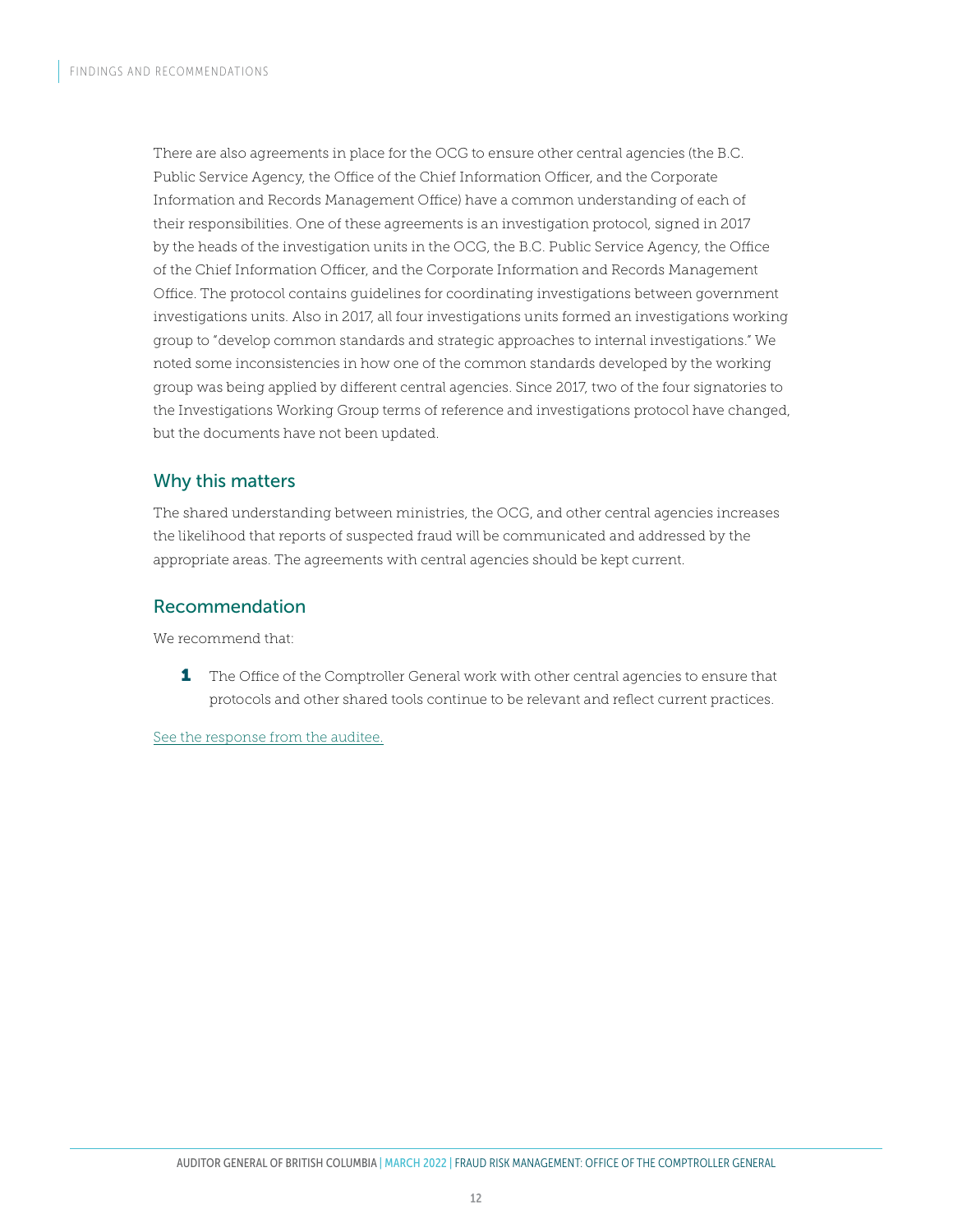There are also agreements in place for the OCG to ensure other central agencies (the B.C. Public Service Agency, the Office of the Chief Information Officer, and the Corporate Information and Records Management Office) have a common understanding of each of their responsibilities. One of these agreements is an investigation protocol, signed in 2017 by the heads of the investigation units in the OCG, the B.C. Public Service Agency, the Office of the Chief Information Officer, and the Corporate Information and Records Management Office. The protocol contains guidelines for coordinating investigations between government investigations units. Also in 2017, all four investigations units formed an investigations working group to "develop common standards and strategic approaches to internal investigations." We noted some inconsistencies in how one of the common standards developed by the working group was being applied by different central agencies. Since 2017, two of the four signatories to the Investigations Working Group terms of reference and investigations protocol have changed, but the documents have not been updated.

## Why this matters

The shared understanding between ministries, the OCG, and other central agencies increases the likelihood that reports of suspected fraud will be communicated and addressed by the appropriate areas. The agreements with central agencies should be kept current.

## Recommendation

We recommend that:

**1** The Office of the Comptroller General work with other central agencies to ensure that protocols and other shared tools continue to be relevant and reflect current practices.

See the response from the auditee.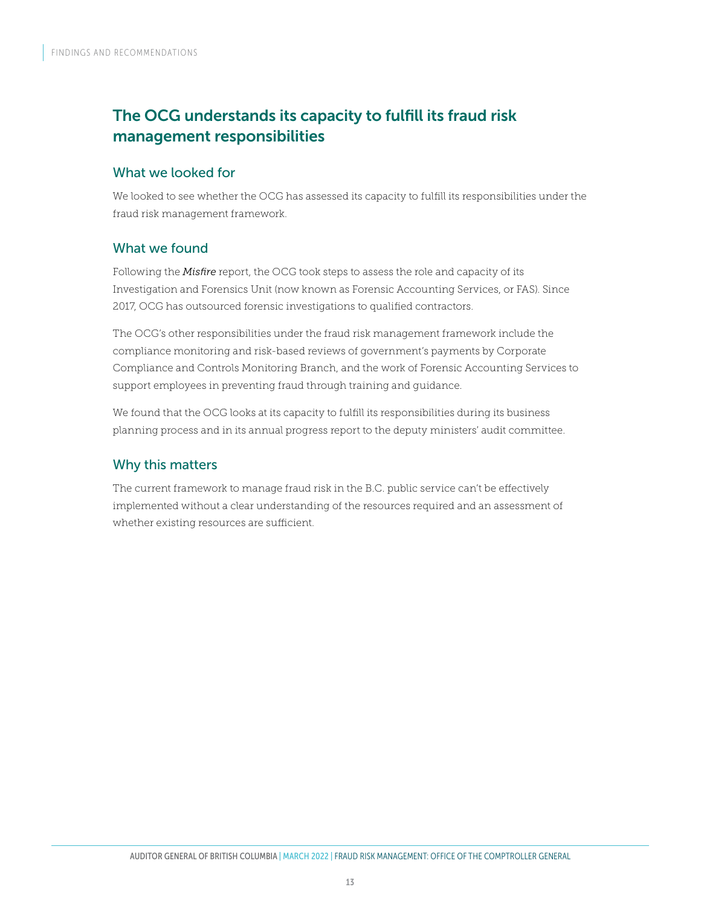## The OCG understands its capacity to fulfill its fraud risk management responsibilities

### What we looked for

We looked to see whether the OCG has assessed its capacity to fulfill its responsibilities under the fraud risk management framework.

### What we found

Following the ***Misfire*** report, the OCG took steps to assess the role and capacity of its Investigation and Forensics Unit (now known as Forensic Accounting Services, or FAS). Since 2017, OCG has outsourced forensic investigations to qualified contractors.

The OCG's other responsibilities under the fraud risk management framework include the compliance monitoring and risk-based reviews of government's payments by Corporate Compliance and Controls Monitoring Branch, and the work of Forensic Accounting Services to support employees in preventing fraud through training and guidance.

We found that the OCG looks at its capacity to fulfill its responsibilities during its business planning process and in its annual progress report to the deputy ministers' audit committee.

### Why this matters

The current framework to manage fraud risk in the B.C. public service can't be effectively implemented without a clear understanding of the resources required and an assessment of whether existing resources are sufficient.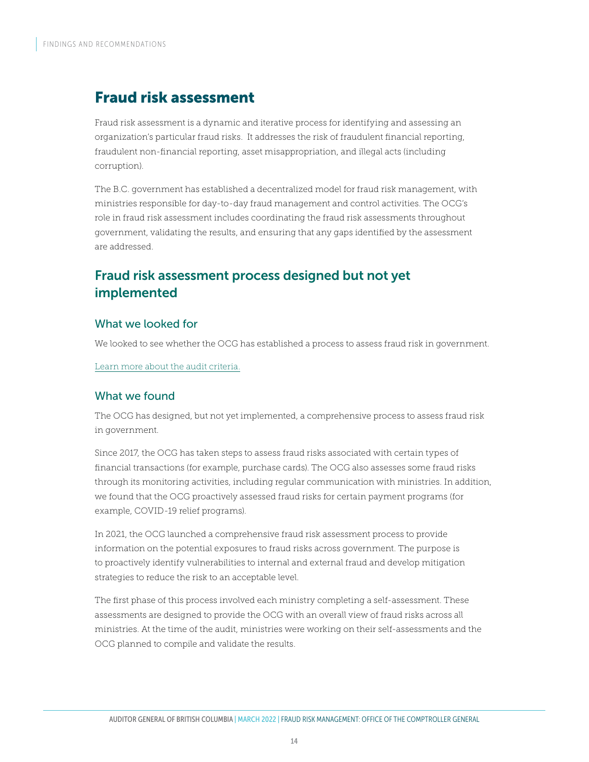# Fraud risk assessment

Fraud risk assessment is a dynamic and iterative process for identifying and assessing an organization's particular fraud risks. It addresses the risk of fraudulent financial reporting, fraudulent non-financial reporting, asset misappropriation, and illegal acts (including corruption).

The B.C. government has established a decentralized model for fraud risk management, with ministries responsible for day-to-day fraud management and control activities. The OCG's role in fraud risk assessment includes coordinating the fraud risk assessments throughout government, validating the results, and ensuring that any gaps identified by the assessment are addressed.

## Fraud risk assessment process designed but not yet implemented

### What we looked for

We looked to see whether the OCG has established a process to assess fraud risk in government.

Learn more about the audit criteria.

### What we found

The OCG has designed, but not yet implemented, a comprehensive process to assess fraud risk in government.

Since 2017, the OCG has taken steps to assess fraud risks associated with certain types of financial transactions (for example, purchase cards). The OCG also assesses some fraud risks through its monitoring activities, including regular communication with ministries. In addition, we found that the OCG proactively assessed fraud risks for certain payment programs (for example, COVID-19 relief programs).

In 2021, the OCG launched a comprehensive fraud risk assessment process to provide information on the potential exposures to fraud risks across government. The purpose is to proactively identify vulnerabilities to internal and external fraud and develop mitigation strategies to reduce the risk to an acceptable level.

The first phase of this process involved each ministry completing a self-assessment. These assessments are designed to provide the OCG with an overall view of fraud risks across all ministries. At the time of the audit, ministries were working on their self-assessments and the OCG planned to compile and validate the results.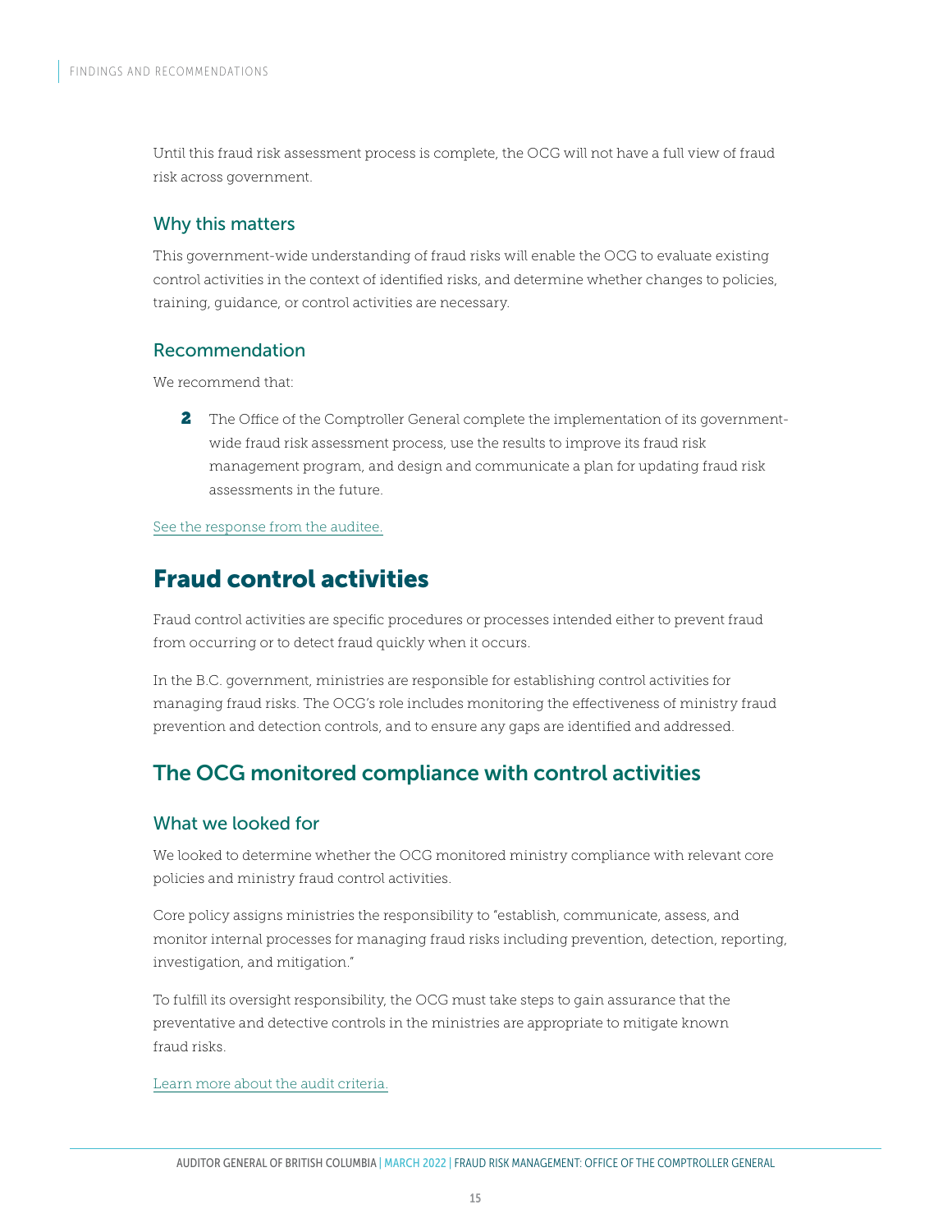Until this fraud risk assessment process is complete, the OCG will not have a full view of fraud risk across government.

### Why this matters

This government-wide understanding of fraud risks will enable the OCG to evaluate existing control activities in the context of identified risks, and determine whether changes to policies, training, guidance, or control activities are necessary.

### Recommendation

We recommend that:

**2** The Office of the Comptroller General complete the implementation of its government-wide fraud risk assessment process, use the results to improve its fraud risk management program, and design and communicate a plan for updating fraud risk assessments in the future.

See the response from the auditee.

# Fraud control activities

Fraud control activities are specific procedures or processes intended either to prevent fraud from occurring or to detect fraud quickly when it occurs.

In the B.C. government, ministries are responsible for establishing control activities for managing fraud risks. The OCG's role includes monitoring the effectiveness of ministry fraud prevention and detection controls, and to ensure any gaps are identified and addressed.

## The OCG monitored compliance with control activities

### What we looked for

We looked to determine whether the OCG monitored ministry compliance with relevant core policies and ministry fraud control activities.

Core policy assigns ministries the responsibility to "establish, communicate, assess, and monitor internal processes for managing fraud risks including prevention, detection, reporting, investigation, and mitigation."

To fulfill its oversight responsibility, the OCG must take steps to gain assurance that the preventative and detective controls in the ministries are appropriate to mitigate known fraud risks.

Learn more about the audit criteria.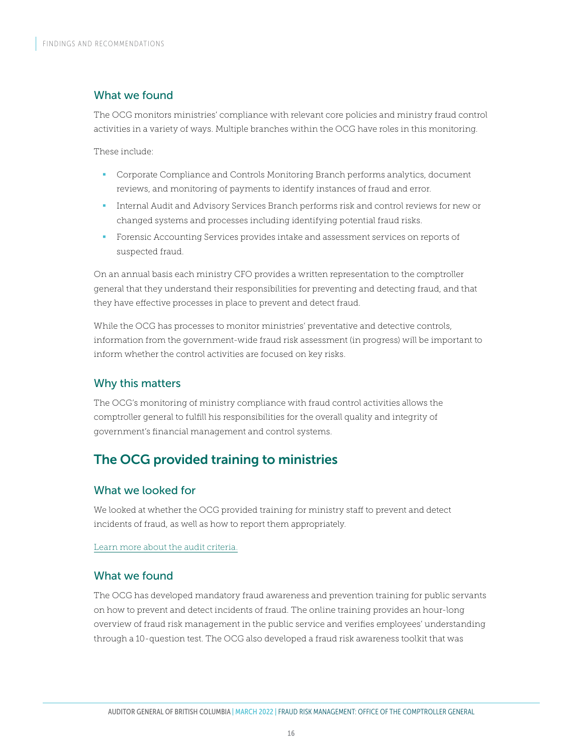### What we found

The OCG monitors ministries' compliance with relevant core policies and ministry fraud control activities in a variety of ways. Multiple branches within the OCG have roles in this monitoring.

These include:

- Corporate Compliance and Controls Monitoring Branch performs analytics, document reviews, and monitoring of payments to identify instances of fraud and error.
- Internal Audit and Advisory Services Branch performs risk and control reviews for new or changed systems and processes including identifying potential fraud risks.
- Forensic Accounting Services provides intake and assessment services on reports of suspected fraud.

On an annual basis each ministry CFO provides a written representation to the comptroller general that they understand their responsibilities for preventing and detecting fraud, and that they have effective processes in place to prevent and detect fraud.

While the OCG has processes to monitor ministries' preventative and detective controls, information from the government-wide fraud risk assessment (in progress) will be important to inform whether the control activities are focused on key risks.

### Why this matters

The OCG's monitoring of ministry compliance with fraud control activities allows the comptroller general to fulfill his responsibilities for the overall quality and integrity of government's financial management and control systems.

## The OCG provided training to ministries

### What we looked for

We looked at whether the OCG provided training for ministry staff to prevent and detect incidents of fraud, as well as how to report them appropriately.

Learn more about the audit criteria.

### What we found

The OCG has developed mandatory fraud awareness and prevention training for public servants on how to prevent and detect incidents of fraud. The online training provides an hour-long overview of fraud risk management in the public service and verifies employees' understanding through a 10-question test. The OCG also developed a fraud risk awareness toolkit that was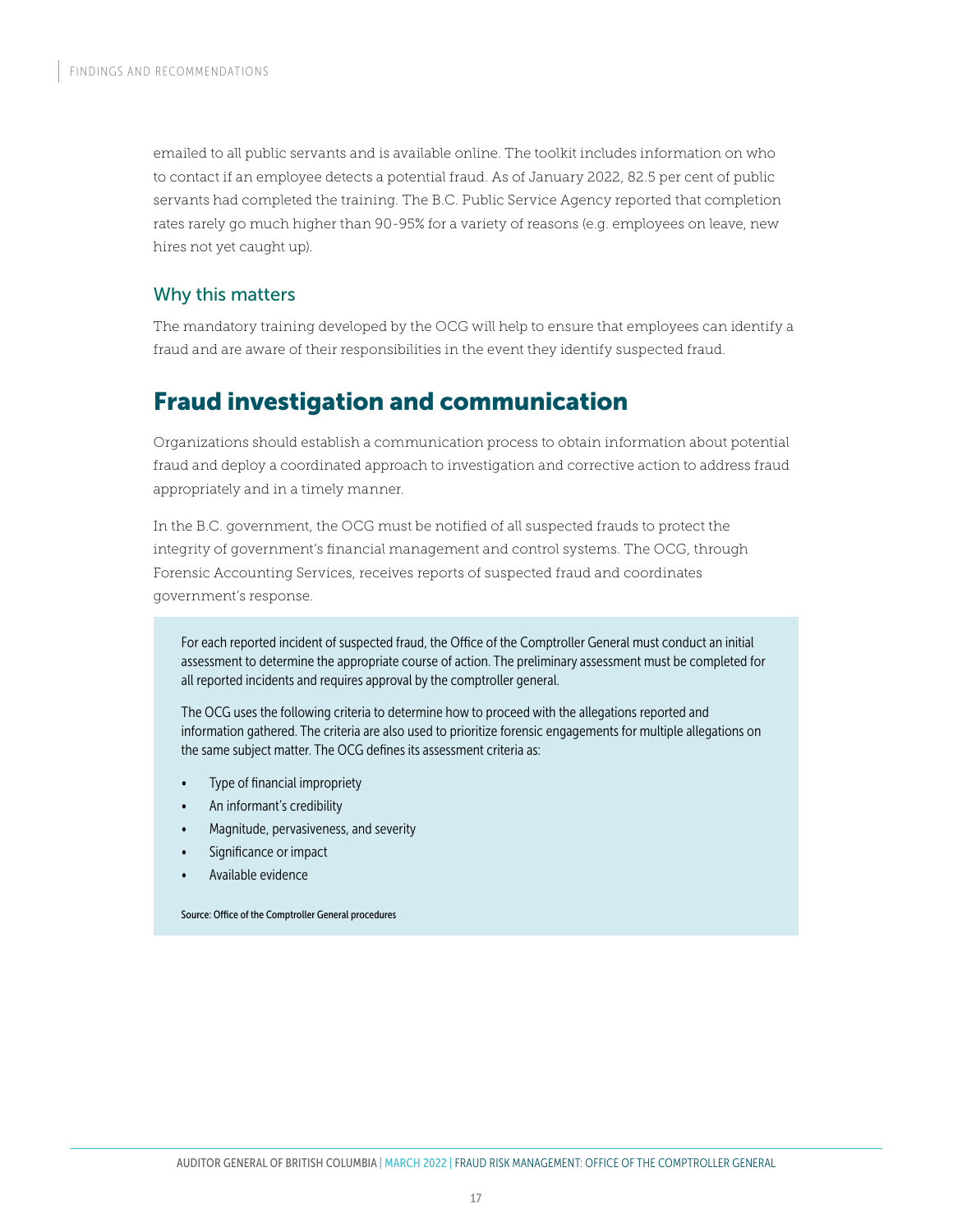emailed to all public servants and is available online. The toolkit includes information on who to contact if an employee detects a potential fraud. As of January 2022, 82.5 per cent of public servants had completed the training. The B.C. Public Service Agency reported that completion rates rarely go much higher than 90-95% for a variety of reasons (e.g. employees on leave, new hires not yet caught up).

### Why this matters

The mandatory training developed by the OCG will help to ensure that employees can identify a fraud and are aware of their responsibilities in the event they identify suspected fraud.

## Fraud investigation and communication

Organizations should establish a communication process to obtain information about potential fraud and deploy a coordinated approach to investigation and corrective action to address fraud appropriately and in a timely manner.

In the B.C. government, the OCG must be notified of all suspected frauds to protect the integrity of government's financial management and control systems. The OCG, through Forensic Accounting Services, receives reports of suspected fraud and coordinates government's response.

For each reported incident of suspected fraud, the Office of the Comptroller General must conduct an initial assessment to determine the appropriate course of action. The preliminary assessment must be completed for all reported incidents and requires approval by the comptroller general.

The OCG uses the following criteria to determine how to proceed with the allegations reported and information gathered. The criteria are also used to prioritize forensic engagements for multiple allegations on the same subject matter. The OCG defines its assessment criteria as:

- Type of financial impropriety
- An informant's credibility
- Magnitude, pervasiveness, and severity
- Significance or impact
- Available evidence

Source: Office of the Comptroller General procedures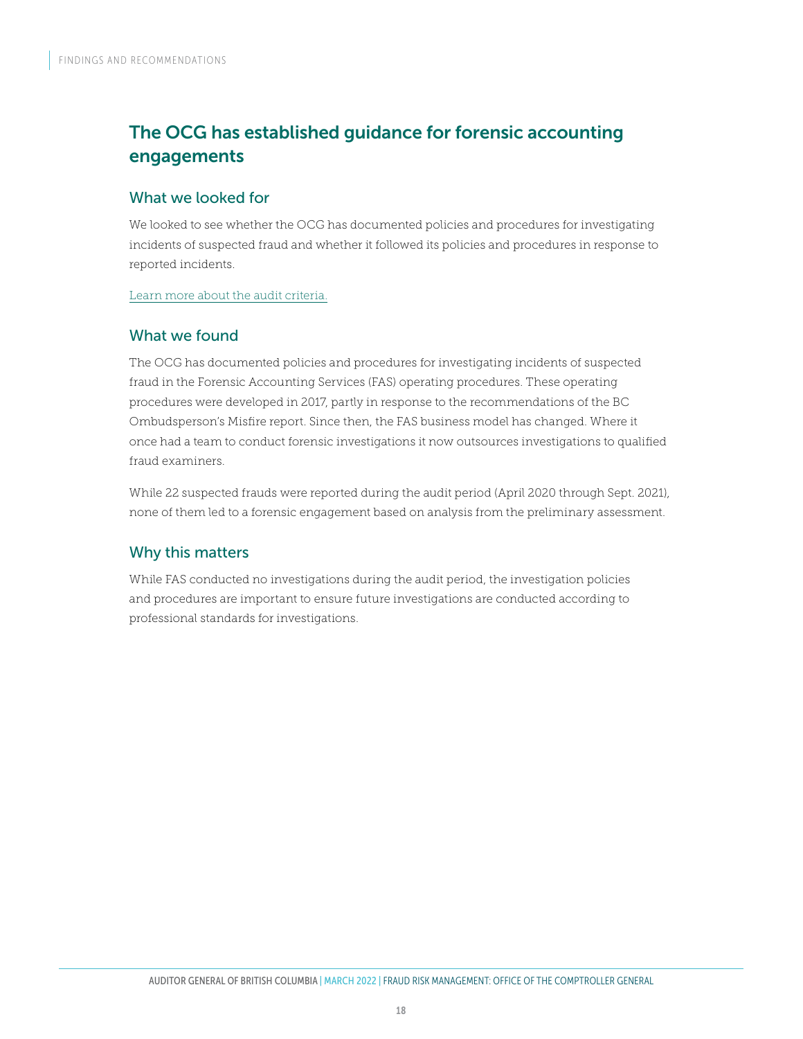## The OCG has established guidance for forensic accounting engagements

### What we looked for

We looked to see whether the OCG has documented policies and procedures for investigating incidents of suspected fraud and whether it followed its policies and procedures in response to reported incidents.

Learn more about the audit criteria.

### What we found

The OCG has documented policies and procedures for investigating incidents of suspected fraud in the Forensic Accounting Services (FAS) operating procedures. These operating procedures were developed in 2017, partly in response to the recommendations of the BC Ombudsperson's Misfire report. Since then, the FAS business model has changed. Where it once had a team to conduct forensic investigations it now outsources investigations to qualified fraud examiners.

While 22 suspected frauds were reported during the audit period (April 2020 through Sept. 2021), none of them led to a forensic engagement based on analysis from the preliminary assessment.

### Why this matters

While FAS conducted no investigations during the audit period, the investigation policies and procedures are important to ensure future investigations are conducted according to professional standards for investigations.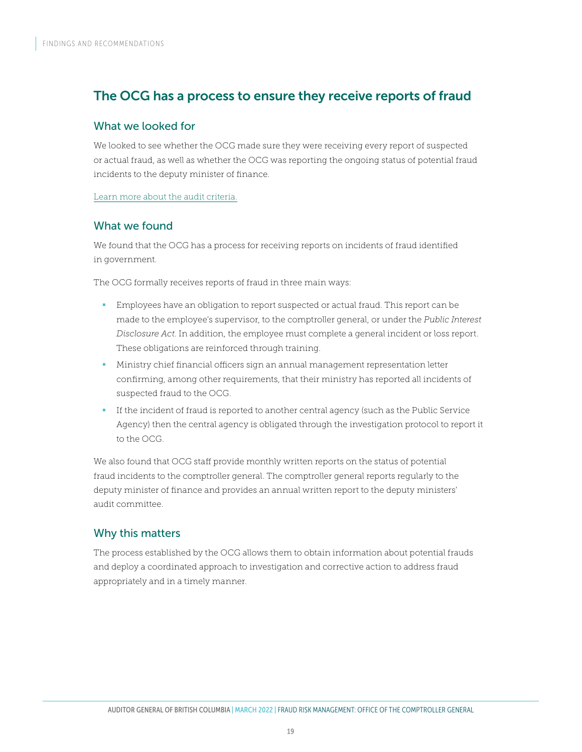## The OCG has a process to ensure they receive reports of fraud

### What we looked for

We looked to see whether the OCG made sure they were receiving every report of suspected or actual fraud, as well as whether the OCG was reporting the ongoing status of potential fraud incidents to the deputy minister of finance.

Learn more about the audit criteria.

### What we found

We found that the OCG has a process for receiving reports on incidents of fraud identified in government.

The OCG formally receives reports of fraud in three main ways:

- Employees have an obligation to report suspected or actual fraud. This report can be made to the employee's supervisor, to the comptroller general, or under the *Public Interest Disclosure Act*. In addition, the employee must complete a general incident or loss report. These obligations are reinforced through training.
- Ministry chief financial officers sign an annual management representation letter confirming, among other requirements, that their ministry has reported all incidents of suspected fraud to the OCG.
- If the incident of fraud is reported to another central agency (such as the Public Service Agency) then the central agency is obligated through the investigation protocol to report it to the OCG.

We also found that OCG staff provide monthly written reports on the status of potential fraud incidents to the comptroller general. The comptroller general reports regularly to the deputy minister of finance and provides an annual written report to the deputy ministers' audit committee.

### Why this matters

The process established by the OCG allows them to obtain information about potential frauds and deploy a coordinated approach to investigation and corrective action to address fraud appropriately and in a timely manner.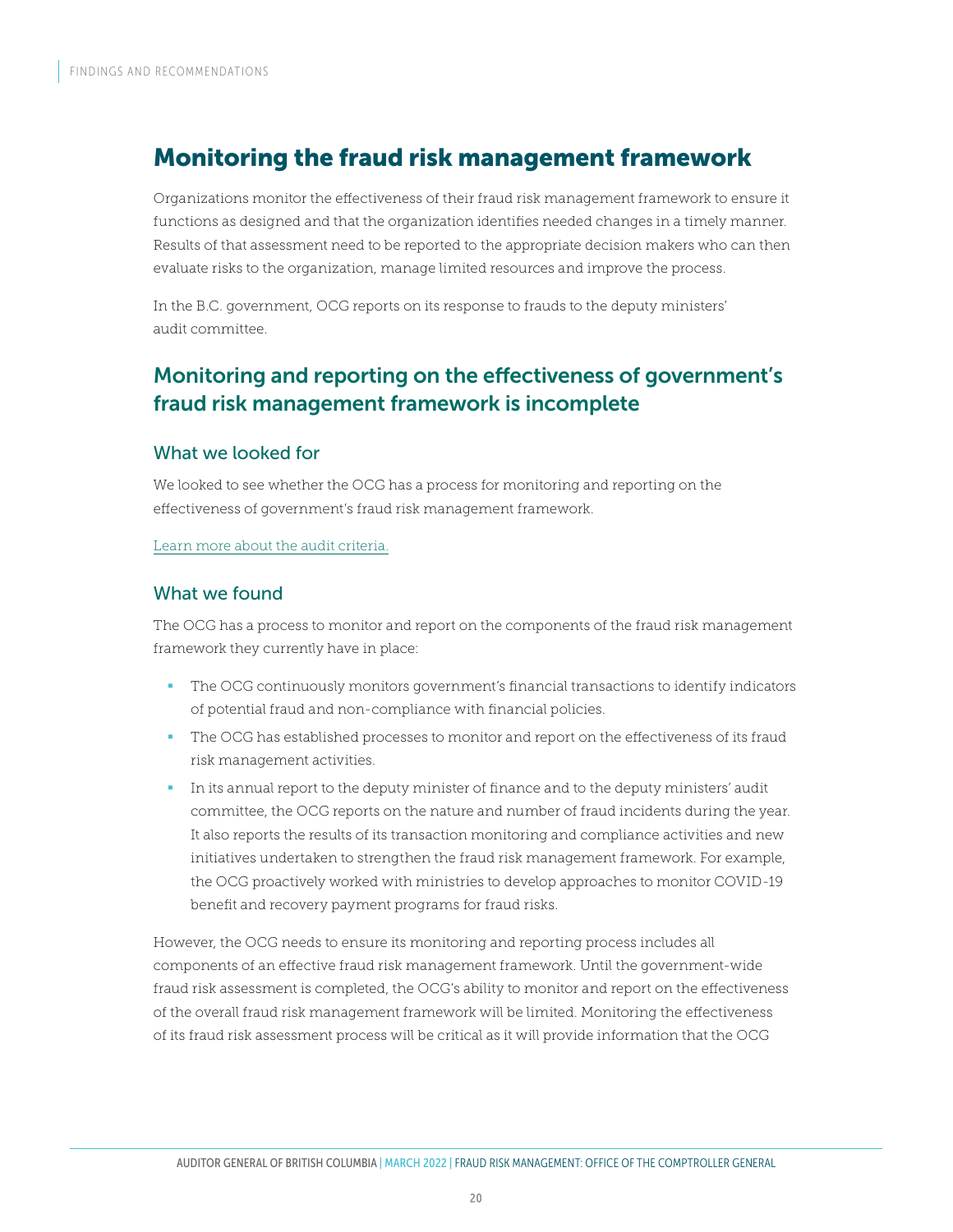# Monitoring the fraud risk management framework

Organizations monitor the effectiveness of their fraud risk management framework to ensure it functions as designed and that the organization identifies needed changes in a timely manner. Results of that assessment need to be reported to the appropriate decision makers who can then evaluate risks to the organization, manage limited resources and improve the process.

In the B.C. government, OCG reports on its response to frauds to the deputy ministers' audit committee.

## Monitoring and reporting on the effectiveness of government's fraud risk management framework is incomplete

### What we looked for

We looked to see whether the OCG has a process for monitoring and reporting on the effectiveness of government's fraud risk management framework.

Learn more about the audit criteria.

### What we found

The OCG has a process to monitor and report on the components of the fraud risk management framework they currently have in place:

- The OCG continuously monitors government's financial transactions to identify indicators of potential fraud and non-compliance with financial policies.
- The OCG has established processes to monitor and report on the effectiveness of its fraud risk management activities.
- In its annual report to the deputy minister of finance and to the deputy ministers' audit committee, the OCG reports on the nature and number of fraud incidents during the year. It also reports the results of its transaction monitoring and compliance activities and new initiatives undertaken to strengthen the fraud risk management framework. For example, the OCG proactively worked with ministries to develop approaches to monitor COVID-19 benefit and recovery payment programs for fraud risks.

However, the OCG needs to ensure its monitoring and reporting process includes all components of an effective fraud risk management framework. Until the government-wide fraud risk assessment is completed, the OCG's ability to monitor and report on the effectiveness of the overall fraud risk management framework will be limited. Monitoring the effectiveness of its fraud risk assessment process will be critical as it will provide information that the OCG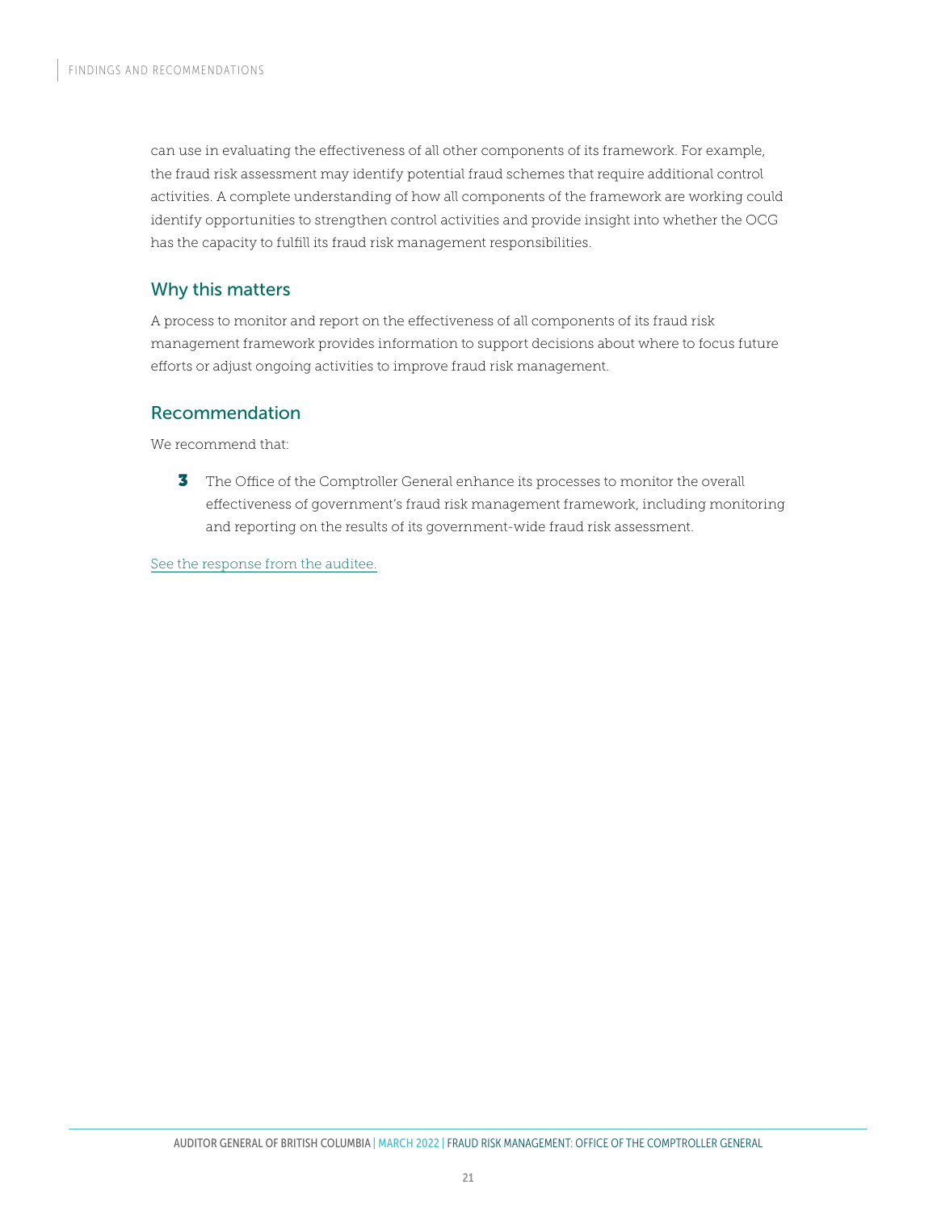can use in evaluating the effectiveness of all other components of its framework. For example, the fraud risk assessment may identify potential fraud schemes that require additional control activities. A complete understanding of how all components of the framework are working could identify opportunities to strengthen control activities and provide insight into whether the OCG has the capacity to fulfill its fraud risk management responsibilities.

## Why this matters

A process to monitor and report on the effectiveness of all components of its fraud risk management framework provides information to support decisions about where to focus future efforts or adjust ongoing activities to improve fraud risk management.

## Recommendation

We recommend that:

**3** The Office of the Comptroller General enhance its processes to monitor the overall effectiveness of government's fraud risk management framework, including monitoring and reporting on the results of its government-wide fraud risk assessment.

See the response from the auditee.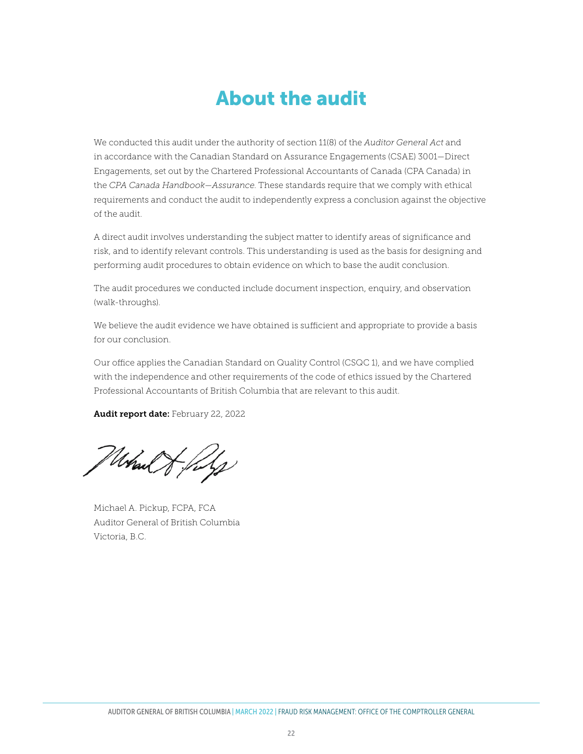# About the audit

We conducted this audit under the authority of section 11(8) of the *Auditor General Act* and in accordance with the Canadian Standard on Assurance Engagements (CSAE) 3001—Direct Engagements, set out by the Chartered Professional Accountants of Canada (CPA Canada) in the *CPA Canada Handbook—Assurance*. These standards require that we comply with ethical requirements and conduct the audit to independently express a conclusion against the objective of the audit.

A direct audit involves understanding the subject matter to identify areas of significance and risk, and to identify relevant controls. This understanding is used as the basis for designing and performing audit procedures to obtain evidence on which to base the audit conclusion.

The audit procedures we conducted include document inspection, enquiry, and observation (walk-throughs).

We believe the audit evidence we have obtained is sufficient and appropriate to provide a basis for our conclusion.

Our office applies the Canadian Standard on Quality Control (CSQC 1), and we have complied with the independence and other requirements of the code of ethics issued by the Chartered Professional Accountants of British Columbia that are relevant to this audit.

**Audit report date:** February 22, 2022

Michael A. Pickup, FCPA, FCA
Auditor General of British Columbia
Victoria, B.C.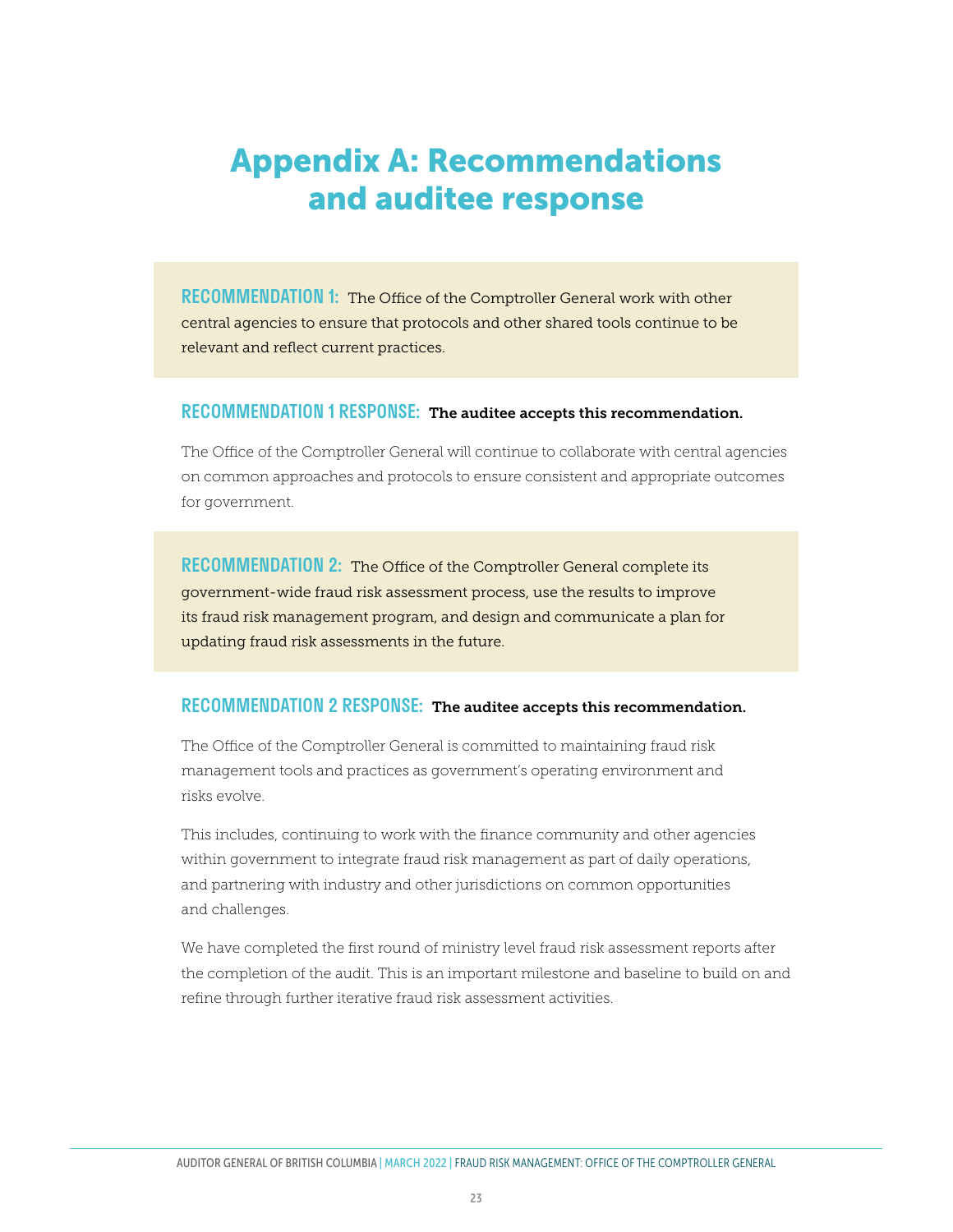# Appendix A: Recommendations and auditee response

**RECOMMENDATION 1:** The Office of the Comptroller General work with other central agencies to ensure that protocols and other shared tools continue to be relevant and reflect current practices.

**RECOMMENDATION 1 RESPONSE:** **The auditee accepts this recommendation.**

The Office of the Comptroller General will continue to collaborate with central agencies on common approaches and protocols to ensure consistent and appropriate outcomes for government.

**RECOMMENDATION 2:** The Office of the Comptroller General complete its government-wide fraud risk assessment process, use the results to improve its fraud risk management program, and design and communicate a plan for updating fraud risk assessments in the future.

**RECOMMENDATION 2 RESPONSE:** **The auditee accepts this recommendation.**

The Office of the Comptroller General is committed to maintaining fraud risk management tools and practices as government's operating environment and risks evolve.

This includes, continuing to work with the finance community and other agencies within government to integrate fraud risk management as part of daily operations, and partnering with industry and other jurisdictions on common opportunities and challenges.

We have completed the first round of ministry level fraud risk assessment reports after the completion of the audit. This is an important milestone and baseline to build on and refine through further iterative fraud risk assessment activities.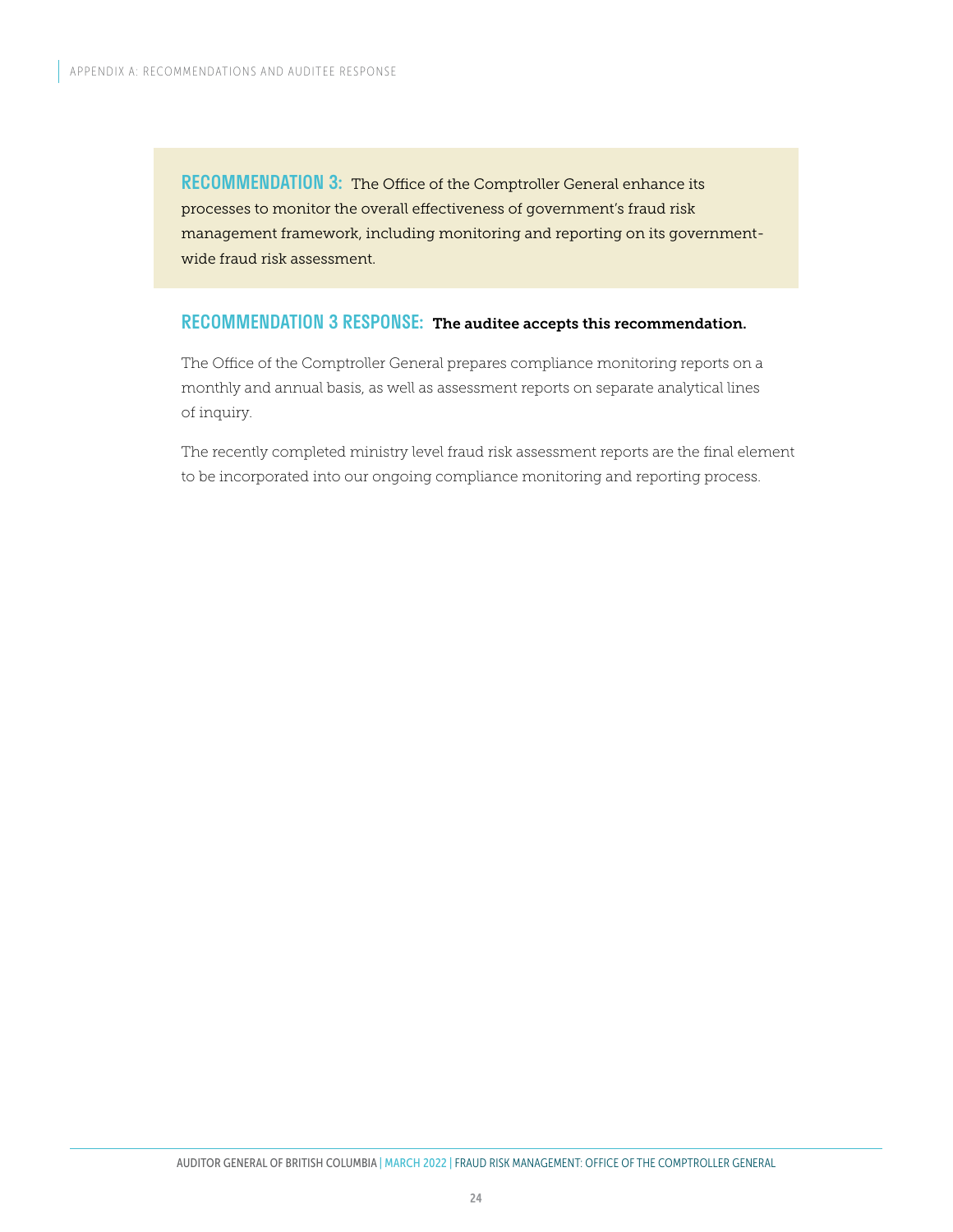**RECOMMENDATION 3:** The Office of the Comptroller General enhance its processes to monitor the overall effectiveness of government's fraud risk management framework, including monitoring and reporting on its government-wide fraud risk assessment.

**RECOMMENDATION 3 RESPONSE: The auditee accepts this recommendation.**

The Office of the Comptroller General prepares compliance monitoring reports on a monthly and annual basis, as well as assessment reports on separate analytical lines of inquiry.

The recently completed ministry level fraud risk assessment reports are the final element to be incorporated into our ongoing compliance monitoring and reporting process.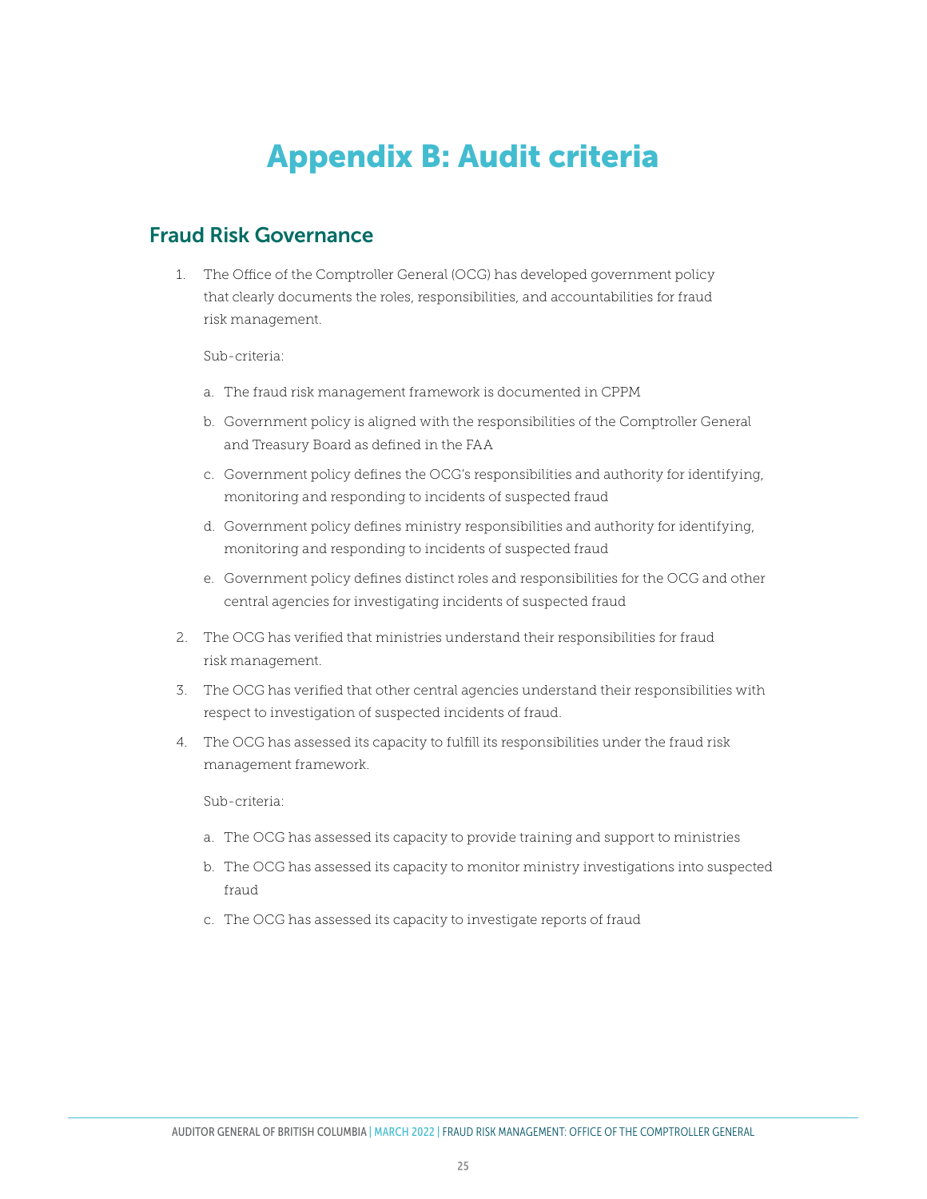# Appendix B: Audit criteria

## Fraud Risk Governance

1. The Office of the Comptroller General (OCG) has developed government policy that clearly documents the roles, responsibilities, and accountabilities for fraud risk management.

   Sub-criteria:

   a. The fraud risk management framework is documented in CPPM

   b. Government policy is aligned with the responsibilities of the Comptroller General and Treasury Board as defined in the FAA

   c. Government policy defines the OCG's responsibilities and authority for identifying, monitoring and responding to incidents of suspected fraud

   d. Government policy defines ministry responsibilities and authority for identifying, monitoring and responding to incidents of suspected fraud

   e. Government policy defines distinct roles and responsibilities for the OCG and other central agencies for investigating incidents of suspected fraud

2. The OCG has verified that ministries understand their responsibilities for fraud risk management.

3. The OCG has verified that other central agencies understand their responsibilities with respect to investigation of suspected incidents of fraud.

4. The OCG has assessed its capacity to fulfill its responsibilities under the fraud risk management framework.

   Sub-criteria:

   a. The OCG has assessed its capacity to provide training and support to ministries

   b. The OCG has assessed its capacity to monitor ministry investigations into suspected fraud

   c. The OCG has assessed its capacity to investigate reports of fraud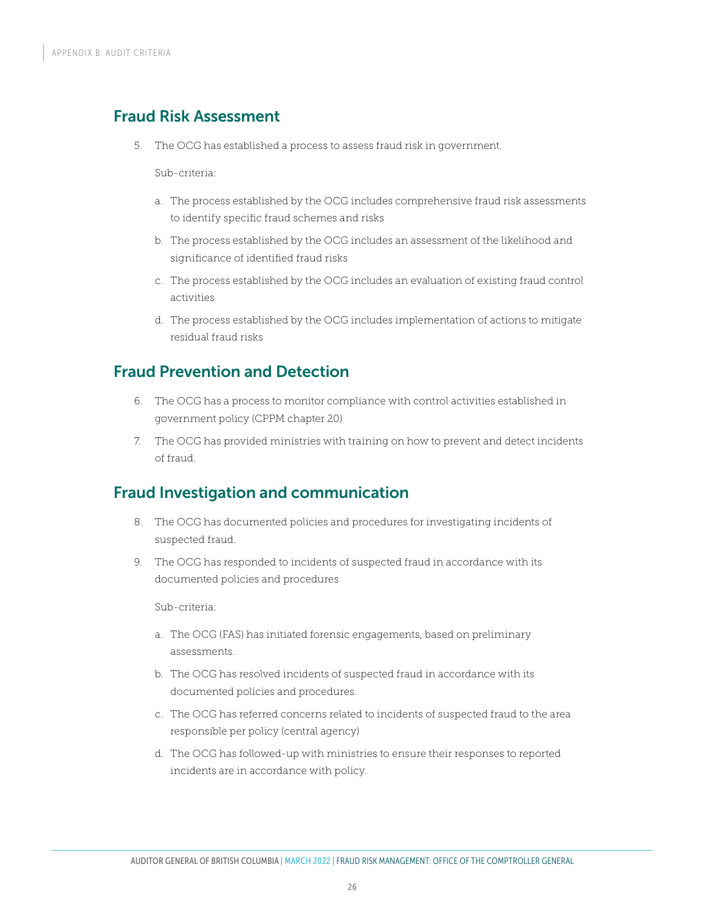## Fraud Risk Assessment

5. The OCG has established a process to assess fraud risk in government.

   Sub-criteria:

   a. The process established by the OCG includes comprehensive fraud risk assessments to identify specific fraud schemes and risks

   b. The process established by the OCG includes an assessment of the likelihood and significance of identified fraud risks

   c. The process established by the OCG includes an evaluation of existing fraud control activities

   d. The process established by the OCG includes implementation of actions to mitigate residual fraud risks

## Fraud Prevention and Detection

6. The OCG has a process to monitor compliance with control activities established in government policy (CPPM chapter 20)

7. The OCG has provided ministries with training on how to prevent and detect incidents of fraud.

## Fraud Investigation and communication

8. The OCG has documented policies and procedures for investigating incidents of suspected fraud.

9. The OCG has responded to incidents of suspected fraud in accordance with its documented policies and procedures

   Sub-criteria:

   a. The OCG (FAS) has initiated forensic engagements, based on preliminary assessments.

   b. The OCG has resolved incidents of suspected fraud in accordance with its documented policies and procedures.

   c. The OCG has referred concerns related to incidents of suspected fraud to the area responsible per policy (central agency)

   d. The OCG has followed-up with ministries to ensure their responses to reported incidents are in accordance with policy.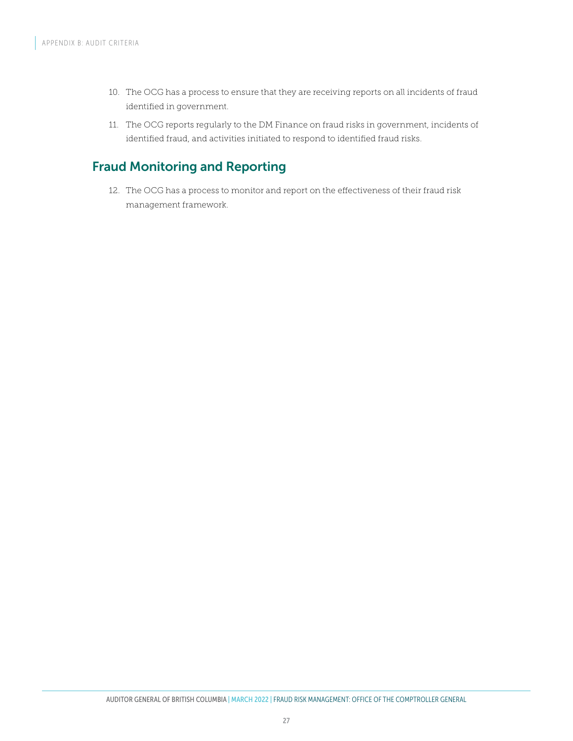10. The OCG has a process to ensure that they are receiving reports on all incidents of fraud identified in government.
11. The OCG reports regularly to the DM Finance on fraud risks in government, incidents of identified fraud, and activities initiated to respond to identified fraud risks.

## Fraud Monitoring and Reporting

12. The OCG has a process to monitor and report on the effectiveness of their fraud risk management framework.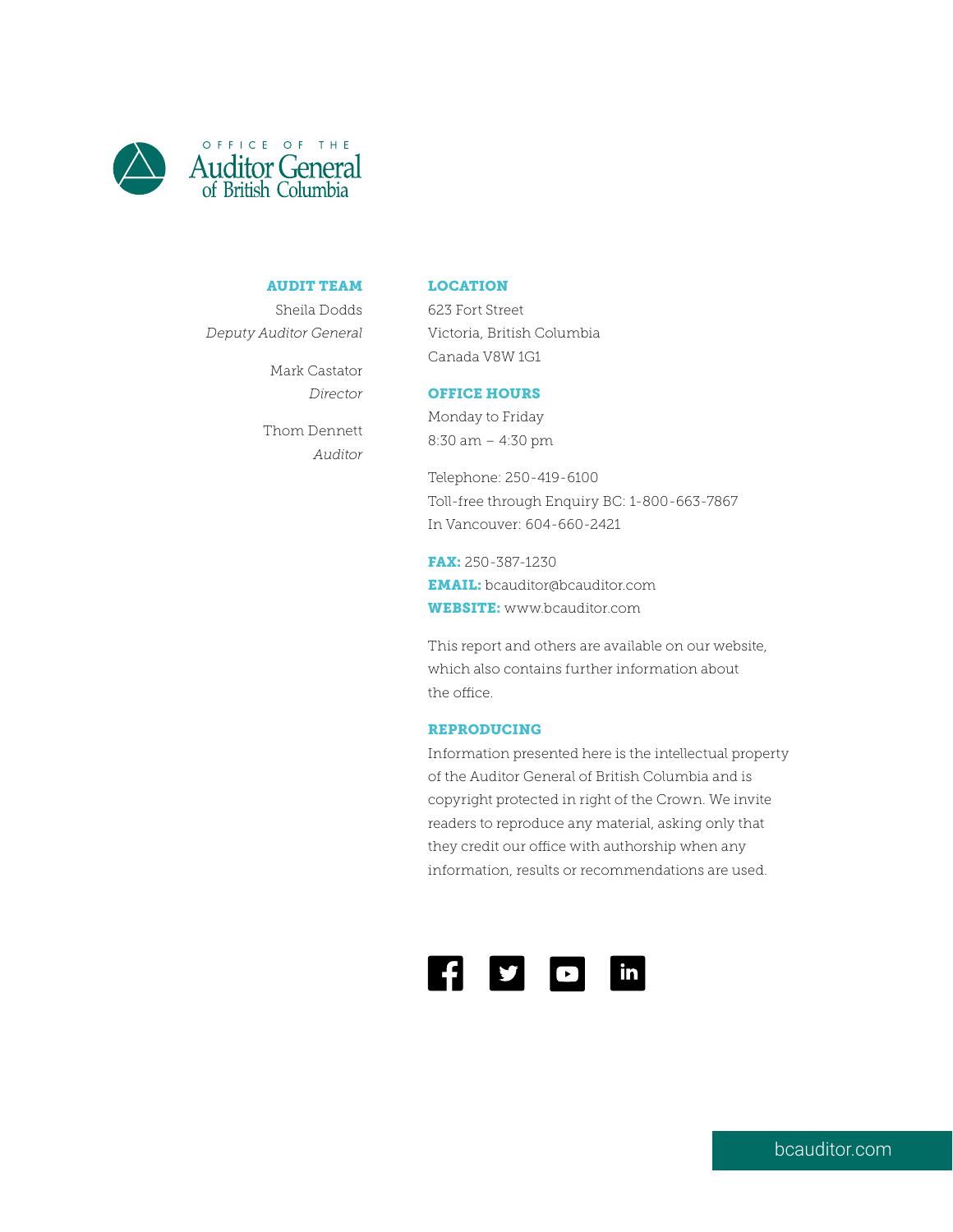OFFICE OF THE
Auditor General
of British Columbia

## AUDIT TEAM

Sheila Dodds
*Deputy Auditor General*

Mark Castator
*Director*

Thom Dennett
*Auditor*

## LOCATION

623 Fort Street
Victoria, British Columbia
Canada V8W 1G1

## OFFICE HOURS

Monday to Friday
8:30 am – 4:30 pm

Telephone: 250-419-6100
Toll-free through Enquiry BC: 1-800-663-7867
In Vancouver: 604-660-2421

**FAX:** 250-387-1230
**EMAIL:** bcauditor@bcauditor.com
**WEBSITE:** www.bcauditor.com

This report and others are available on our website, which also contains further information about the office.

## REPRODUCING

Information presented here is the intellectual property of the Auditor General of British Columbia and is copyright protected in right of the Crown. We invite readers to reproduce any material, asking only that they credit our office with authorship when any information, results or recommendations are used.

bcauditor.com